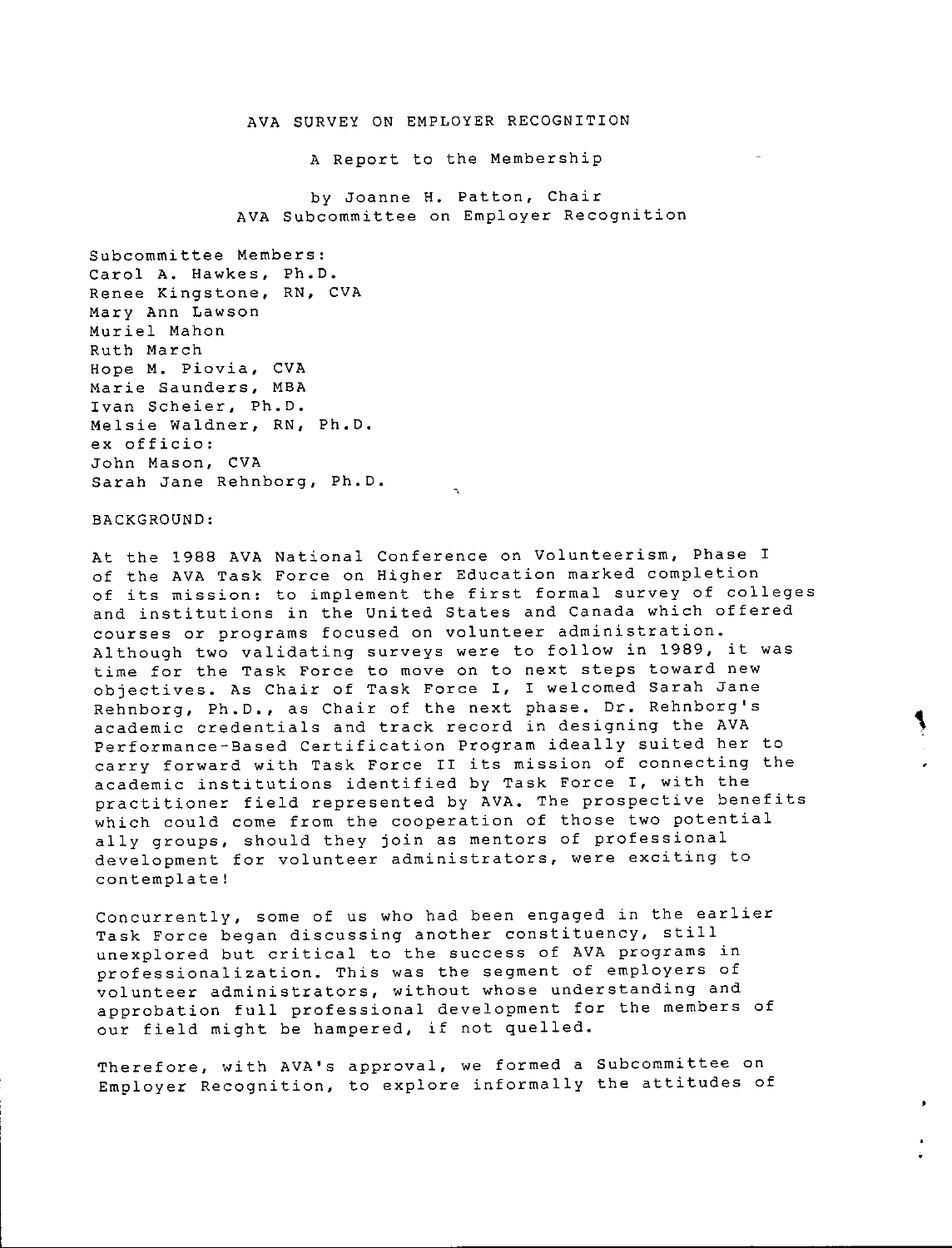# AVA SURVEY ON EMPLOYER RECOGNITION

A Report to the Membership

by Joanne H. Patton, Chair
AVA Subcommittee on Employer Recognition

Subcommittee Members:
Carol A. Hawkes, Ph.D.
Renee Kingstone, RN, CVA
Mary Ann Lawson
Muriel Mahon
Ruth March
Hope M. Piovia, CVA
Marie Saunders, MBA
Ivan Scheier, Ph.D.
Melsie Waldner, RN, Ph.D.
ex officio:
John Mason, CVA
Sarah Jane Rehnborg, Ph.D.

## BACKGROUND:

At the 1988 AVA National Conference on Volunteerism, Phase I of the AVA Task Force on Higher Education marked completion of its mission: to implement the first formal survey of colleges and institutions in the United States and Canada which offered courses or programs focused on volunteer administration. Although two validating surveys were to follow in 1989, it was time for the Task Force to move on to next steps toward new objectives. As Chair of Task Force I, I welcomed Sarah Jane Rehnborg, Ph.D., as Chair of the next phase. Dr. Rehnborg's academic credentials and track record in designing the AVA Performance-Based Certification Program ideally suited her to carry forward with Task Force II its mission of connecting the academic institutions identified by Task Force I, with the practitioner field represented by AVA. The prospective benefits which could come from the cooperation of those two potential ally groups, should they join as mentors of professional development for volunteer administrators, were exciting to contemplate!

Concurrently, some of us who had been engaged in the earlier Task Force began discussing another constituency, still unexplored but critical to the success of AVA programs in professionalization. This was the segment of employers of volunteer administrators, without whose understanding and approbation full professional development for the members of our field might be hampered, if not quelled.

Therefore, with AVA's approval, we formed a Subcommittee on Employer Recognition, to explore informally the attitudes of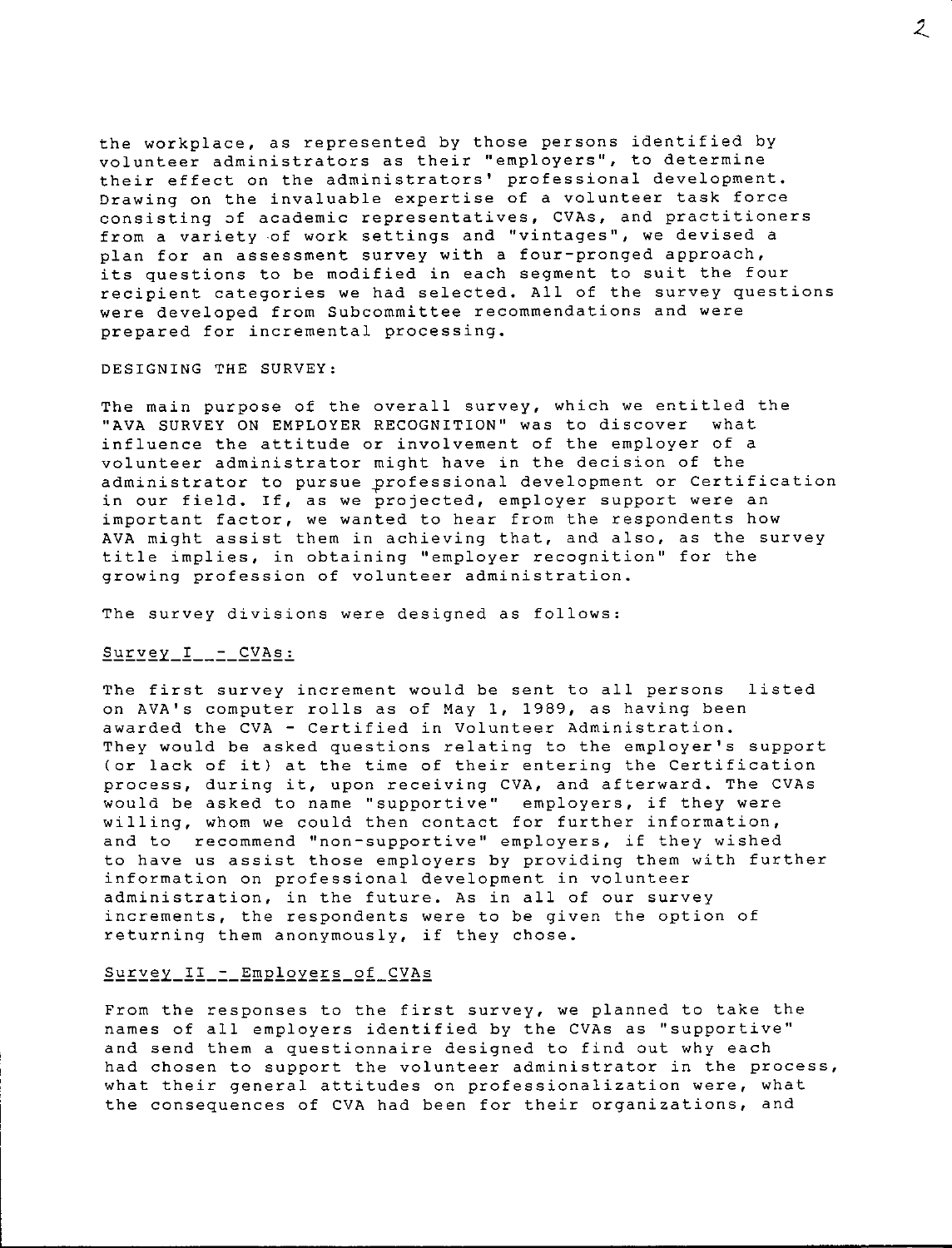the workplace, as represented by those persons identified by volunteer administrators as their "employers", to determine their effect on the administrators' professional development. Drawing on the invaluable expertise of a volunteer task force consisting of academic representatives, CVAs, and practitioners from a variety of work settings and "vintages", we devised a plan for an assessment survey with a four-pronged approach, its questions to be modified in each segment to suit the four recipient categories we had selected. All of the survey questions were developed from Subcommittee recommendations and were prepared for incremental processing.

DESIGNING THE SURVEY:

The main purpose of the overall survey, which we entitled the "AVA SURVEY ON EMPLOYER RECOGNITION" was to discover what influence the attitude or involvement of the employer of a volunteer administrator might have in the decision of the administrator to pursue professional development or Certification in our field. If, as we projected, employer support were an important factor, we wanted to hear from the respondents how AVA might assist them in achieving that, and also, as the survey title implies, in obtaining "employer recognition" for the growing profession of volunteer administration.

The survey divisions were designed as follows:

Survey I - CVAs:

The first survey increment would be sent to all persons listed on AVA's computer rolls as of May 1, 1989, as having been awarded the CVA - Certified in Volunteer Administration. They would be asked questions relating to the employer's support (or lack of it) at the time of their entering the Certification process, during it, upon receiving CVA, and afterward. The CVAs would be asked to name "supportive" employers, if they were willing, whom we could then contact for further information, and to recommend "non-supportive" employers, if they wished to have us assist those employers by providing them with further information on professional development in volunteer administration, in the future. As in all of our survey increments, the respondents were to be given the option of returning them anonymously, if they chose.

Survey II - Employers of CVAs

From the responses to the first survey, we planned to take the names of all employers identified by the CVAs as "supportive" and send them a questionnaire designed to find out why each had chosen to support the volunteer administrator in the process, what their general attitudes on professionalization were, what the consequences of CVA had been for their organizations, and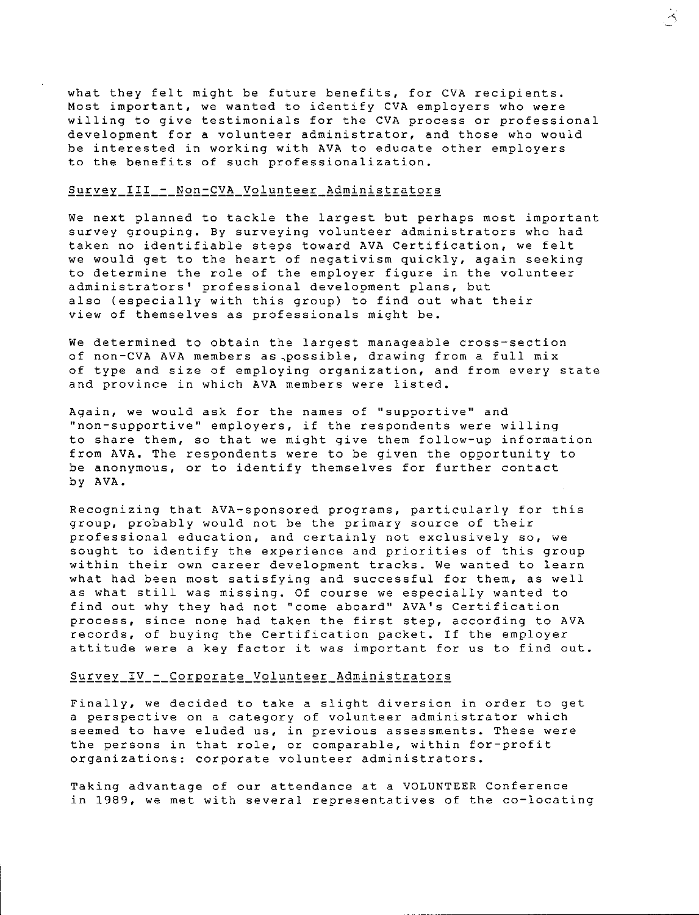what they felt might be future benefits, for CVA recipients. Most important, we wanted to identify CVA employers who were willing to give testimonials for the CVA process or professional development for a volunteer administrator, and those who would be interested in working with AVA to educate other employers to the benefits of such professionalization.

## Survey III - Non-CVA Volunteer Administrators

We next planned to tackle the largest but perhaps most important survey grouping. By surveying volunteer administrators who had taken no identifiable steps toward AVA Certification, we felt we would get to the heart of negativism quickly, again seeking to determine the role of the employer figure in the volunteer administrators' professional development plans, but also (especially with this group) to find out what their view of themselves as professionals might be.

We determined to obtain the largest manageable cross-section of non-CVA AVA members as possible, drawing from a full mix of type and size of employing organization, and from every state and province in which AVA members were listed.

Again, we would ask for the names of "supportive" and "non-supportive" employers, if the respondents were willing to share them, so that we might give them follow-up information from AVA. The respondents were to be given the opportunity to be anonymous, or to identify themselves for further contact by AVA.

Recognizing that AVA-sponsored programs, particularly for this group, probably would not be the primary source of their professional education, and certainly not exclusively so, we sought to identify the experience and priorities of this group within their own career development tracks. We wanted to learn what had been most satisfying and successful for them, as well as what still was missing. Of course we especially wanted to find out why they had not "come aboard" AVA's Certification process, since none had taken the first step, according to AVA records, of buying the Certification packet. If the employer attitude were a key factor it was important for us to find out.

## Survey IV - Corporate Volunteer Administrators

Finally, we decided to take a slight diversion in order to get a perspective on a category of volunteer administrator which seemed to have eluded us, in previous assessments. These were the persons in that role, or comparable, within for-profit organizations: corporate volunteer administrators.

Taking advantage of our attendance at a VOLUNTEER Conference in 1989, we met with several representatives of the co-locating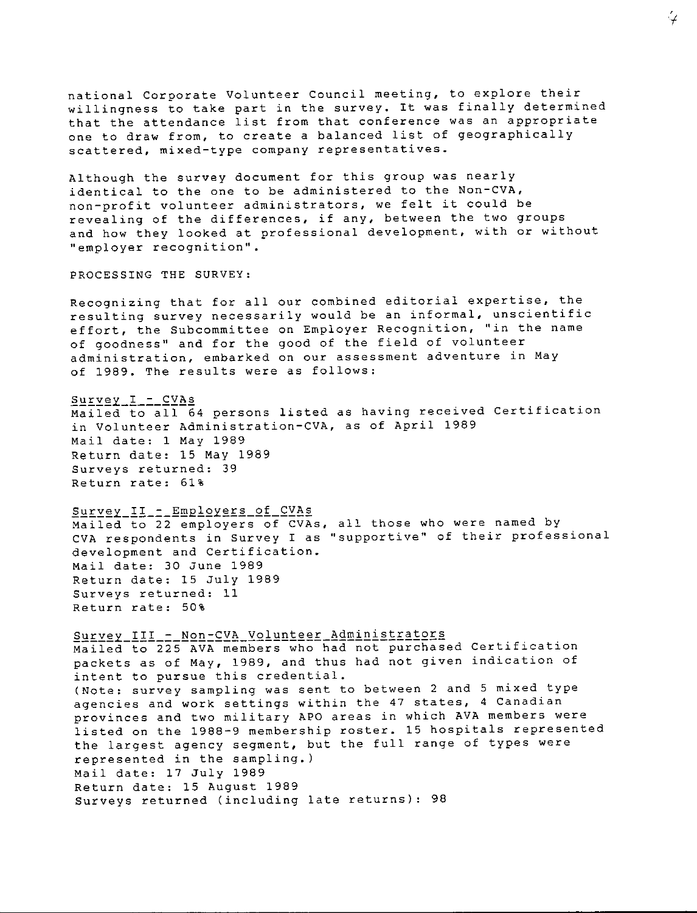national Corporate Volunteer Council meeting, to explore their willingness to take part in the survey. It was finally determined that the attendance list from that conference was an appropriate one to draw from, to create a balanced list of geographically scattered, mixed-type company representatives.

Although the survey document for this group was nearly identical to the one to be administered to the Non-CVA, non-profit volunteer administrators, we felt it could be revealing of the differences, if any, between the two groups and how they looked at professional development, with or without "employer recognition".

PROCESSING THE SURVEY:

Recognizing that for all our combined editorial expertise, the resulting survey necessarily would be an informal, unscientific effort, the Subcommittee on Employer Recognition, "in the name of goodness" and for the good of the field of volunteer administration, embarked on our assessment adventure in May of 1989. The results were as follows:

<u>Survey I - CVAs</u>
Mailed to all 64 persons listed as having received Certification in Volunteer Administration-CVA, as of April 1989
Mail date: 1 May 1989
Return date: 15 May 1989
Surveys returned: 39
Return rate: 61%

<u>Survey II - Employers of CVAs</u>
Mailed to 22 employers of CVAs, all those who were named by CVA respondents in Survey I as "supportive" of their professional development and Certification.
Mail date: 30 June 1989
Return date: 15 July 1989
Surveys returned: 11
Return rate: 50%

<u>Survey III - Non-CVA Volunteer Administrators</u>
Mailed to 225 AVA members who had not purchased Certification packets as of May, 1989, and thus had not given indication of intent to pursue this credential.
(Note: survey sampling was sent to between 2 and 5 mixed type agencies and work settings within the 47 states, 4 Canadian provinces and two military APO areas in which AVA members were listed on the 1988-9 membership roster. 15 hospitals represented the largest agency segment, but the full range of types were represented in the sampling.)
Mail date: 17 July 1989
Return date: 15 August 1989
Surveys returned (including late returns): 98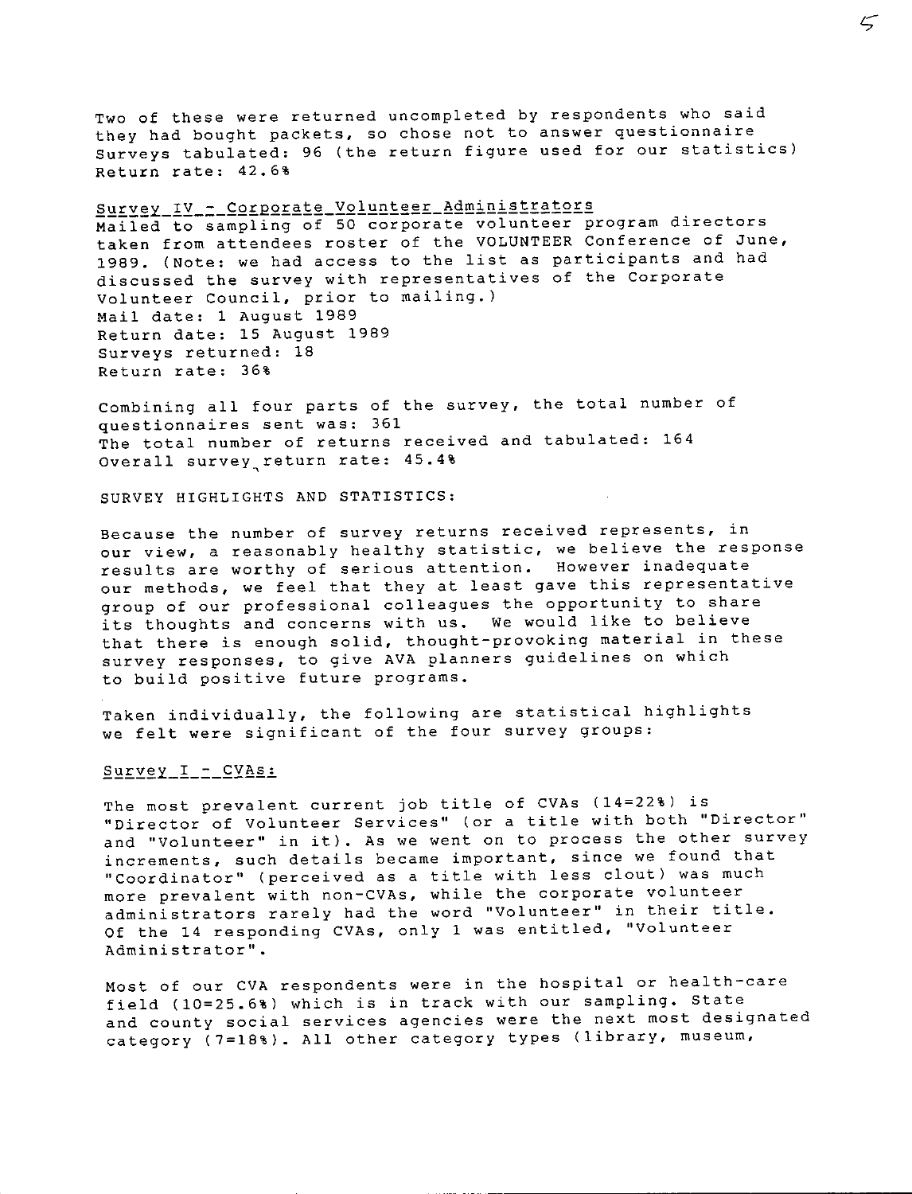Two of these were returned uncompleted by respondents who said they had bought packets, so chose not to answer questionnaire
Surveys tabulated: 96 (the return figure used for our statistics)
Return rate: 42.6%

Survey IV - Corporate Volunteer Administrators

Mailed to sampling of 50 corporate volunteer program directors taken from attendees roster of the VOLUNTEER Conference of June, 1989. (Note: we had access to the list as participants and had discussed the survey with representatives of the Corporate Volunteer Council, prior to mailing.)
Mail date: 1 August 1989
Return date: 15 August 1989
Surveys returned: 18
Return rate: 36%

Combining all four parts of the survey, the total number of questionnaires sent was: 361
The total number of returns received and tabulated: 164
Overall survey return rate: 45.4%

SURVEY HIGHLIGHTS AND STATISTICS:

Because the number of survey returns received represents, in our view, a reasonably healthy statistic, we believe the response results are worthy of serious attention. However inadequate our methods, we feel that they at least gave this representative group of our professional colleagues the opportunity to share its thoughts and concerns with us. We would like to believe that there is enough solid, thought-provoking material in these survey responses, to give AVA planners guidelines on which to build positive future programs.

Taken individually, the following are statistical highlights we felt were significant of the four survey groups:

Survey I - CVAs:

The most prevalent current job title of CVAs (14=22%) is "Director of Volunteer Services" (or a title with both "Director" and "Volunteer" in it). As we went on to process the other survey increments, such details became important, since we found that "Coordinator" (perceived as a title with less clout) was much more prevalent with non-CVAs, while the corporate volunteer administrators rarely had the word "Volunteer" in their title. Of the 14 responding CVAs, only 1 was entitled, "Volunteer Administrator".

Most of our CVA respondents were in the hospital or health-care field (10=25.6%) which is in track with our sampling. State and county social services agencies were the next most designated category (7=18%). All other category types (library, museum,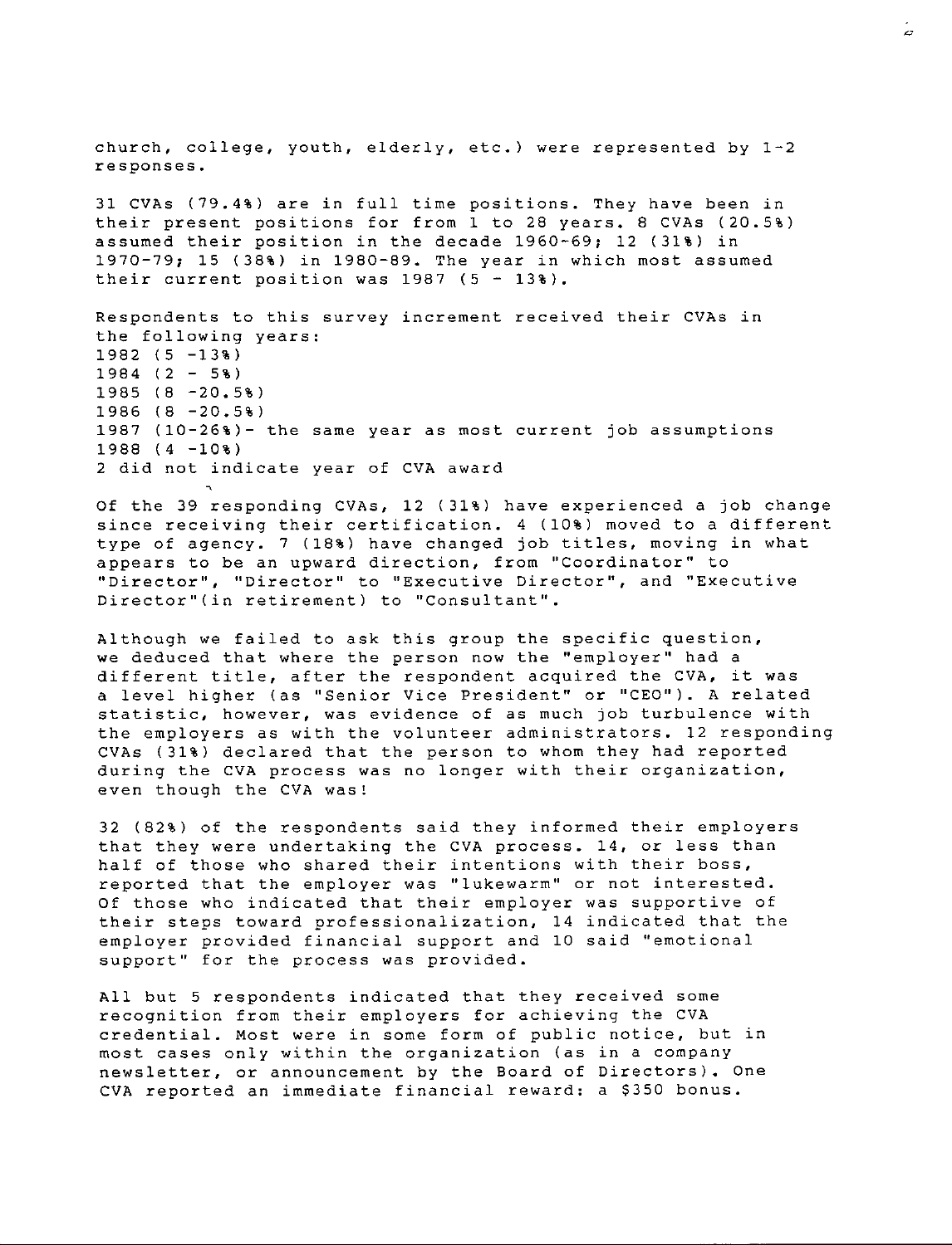church, college, youth, elderly, etc.) were represented by 1-2 responses.

31 CVAs (79.4%) are in full time positions. They have been in their present positions for from 1 to 28 years. 8 CVAs (20.5%) assumed their position in the decade 1960-69; 12 (31%) in 1970-79; 15 (38%) in 1980-89. The year in which most assumed their current position was 1987 (5 - 13%).

Respondents to this survey increment received their CVAs in the following years:
1982 (5 -13%)
1984 (2 - 5%)
1985 (8 -20.5%)
1986 (8 -20.5%)
1987 (10-26%)- the same year as most current job assumptions
1988 (4 -10%)
2 did not indicate year of CVA award

Of the 39 responding CVAs, 12 (31%) have experienced a job change since receiving their certification. 4 (10%) moved to a different type of agency. 7 (18%) have changed job titles, moving in what appears to be an upward direction, from "Coordinator" to "Director", "Director" to "Executive Director", and "Executive Director"(in retirement) to "Consultant".

Although we failed to ask this group the specific question, we deduced that where the person now the "employer" had a different title, after the respondent acquired the CVA, it was a level higher (as "Senior Vice President" or "CEO"). A related statistic, however, was evidence of as much job turbulence with the employers as with the volunteer administrators. 12 responding CVAs (31%) declared that the person to whom they had reported during the CVA process was no longer with their organization, even though the CVA was!

32 (82%) of the respondents said they informed their employers that they were undertaking the CVA process. 14, or less than half of those who shared their intentions with their boss, reported that the employer was "lukewarm" or not interested. Of those who indicated that their employer was supportive of their steps toward professionalization, 14 indicated that the employer provided financial support and 10 said "emotional support" for the process was provided.

All but 5 respondents indicated that they received some recognition from their employers for achieving the CVA credential. Most were in some form of public notice, but in most cases only within the organization (as in a company newsletter, or announcement by the Board of Directors). One CVA reported an immediate financial reward: a $350 bonus.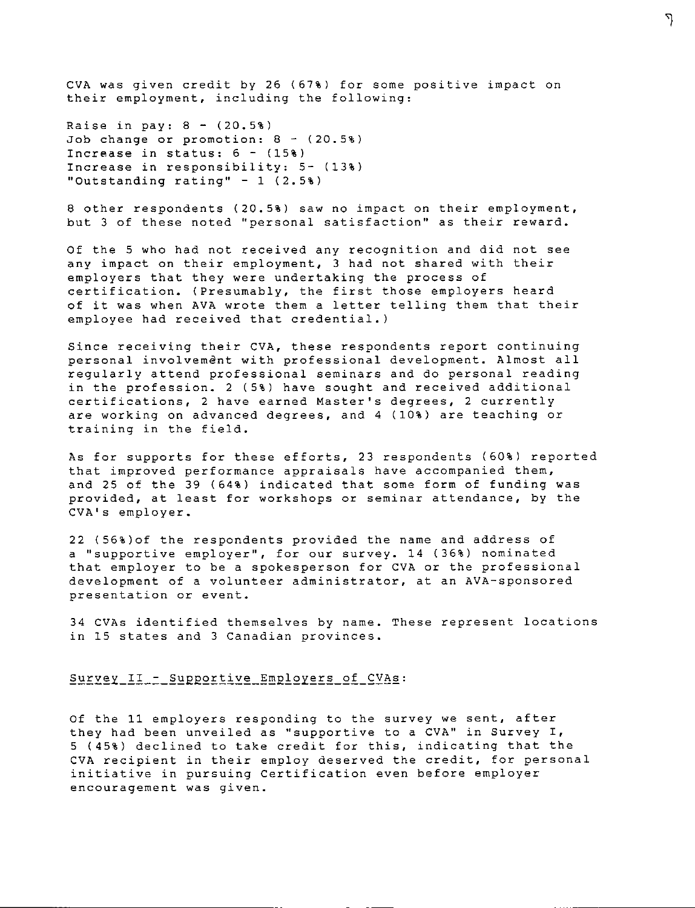CVA was given credit by 26 (67%) for some positive impact on their employment, including the following:

Raise in pay: 8 - (20.5%)
Job change or promotion: 8 - (20.5%)
Increase in status: 6 - (15%)
Increase in responsibility: 5- (13%)
"Outstanding rating" - 1 (2.5%)

8 other respondents (20.5%) saw no impact on their employment, but 3 of these noted "personal satisfaction" as their reward.

Of the 5 who had not received any recognition and did not see any impact on their employment, 3 had not shared with their employers that they were undertaking the process of certification. (Presumably, the first those employers heard of it was when AVA wrote them a letter telling them that their employee had received that credential.)

Since receiving their CVA, these respondents report continuing personal involvement with professional development. Almost all regularly attend professional seminars and do personal reading in the profession. 2 (5%) have sought and received additional certifications, 2 have earned Master's degrees, 2 currently are working on advanced degrees, and 4 (10%) are teaching or training in the field.

As for supports for these efforts, 23 respondents (60%) reported that improved performance appraisals have accompanied them, and 25 of the 39 (64%) indicated that some form of funding was provided, at least for workshops or seminar attendance, by the CVA's employer.

22 (56%)of the respondents provided the name and address of a "supportive employer", for our survey. 14 (36%) nominated that employer to be a spokesperson for CVA or the professional development of a volunteer administrator, at an AVA-sponsored presentation or event.

34 CVAs identified themselves by name. These represent locations in 15 states and 3 Canadian provinces.

## Survey II - Supportive Employers of CVAs:

Of the 11 employers responding to the survey we sent, after they had been unveiled as "supportive to a CVA" in Survey I, 5 (45%) declined to take credit for this, indicating that the CVA recipient in their employ deserved the credit, for personal initiative in pursuing Certification even before employer encouragement was given.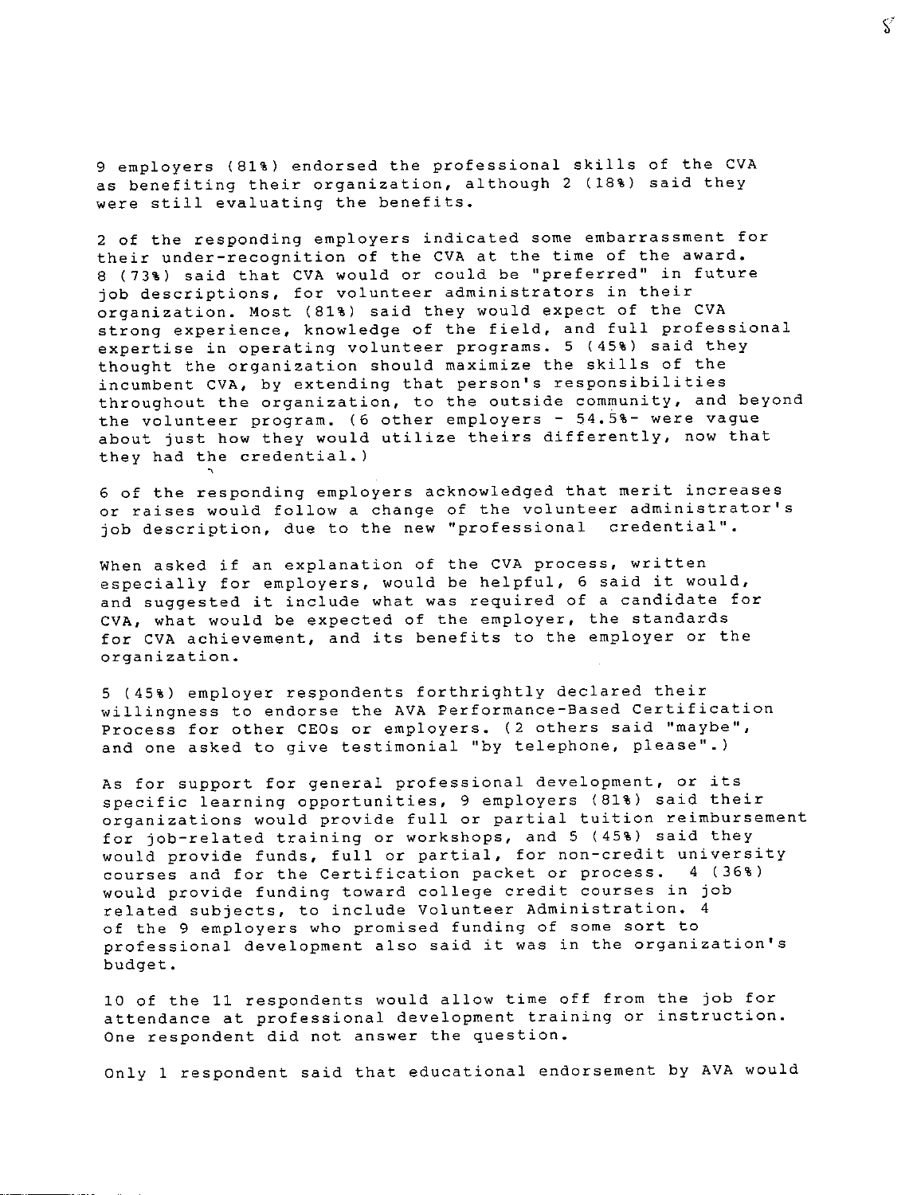9 employers (81%) endorsed the professional skills of the CVA as benefiting their organization, although 2 (18%) said they were still evaluating the benefits.

2 of the responding employers indicated some embarrassment for their under-recognition of the CVA at the time of the award. 8 (73%) said that CVA would or could be "preferred" in future job descriptions, for volunteer administrators in their organization. Most (81%) said they would expect of the CVA strong experience, knowledge of the field, and full professional expertise in operating volunteer programs. 5 (45%) said they thought the organization should maximize the skills of the incumbent CVA, by extending that person's responsibilities throughout the organization, to the outside community, and beyond the volunteer program. (6 other employers - 54.5%- were vague about just how they would utilize theirs differently, now that they had the credential.)

6 of the responding employers acknowledged that merit increases or raises would follow a change of the volunteer administrator's job description, due to the new "professional credential".

When asked if an explanation of the CVA process, written especially for employers, would be helpful, 6 said it would, and suggested it include what was required of a candidate for CVA, what would be expected of the employer, the standards for CVA achievement, and its benefits to the employer or the organization.

5 (45%) employer respondents forthrightly declared their willingness to endorse the AVA Performance-Based Certification Process for other CEOs or employers. (2 others said "maybe", and one asked to give testimonial "by telephone, please".)

As for support for general professional development, or its specific learning opportunities, 9 employers (81%) said their organizations would provide full or partial tuition reimbursement for job-related training or workshops, and 5 (45%) said they would provide funds, full or partial, for non-credit university courses and for the Certification packet or process. 4 (36%) would provide funding toward college credit courses in job related subjects, to include Volunteer Administration. 4 of the 9 employers who promised funding of some sort to professional development also said it was in the organization's budget.

10 of the 11 respondents would allow time off from the job for attendance at professional development training or instruction. One respondent did not answer the question.

Only 1 respondent said that educational endorsement by AVA would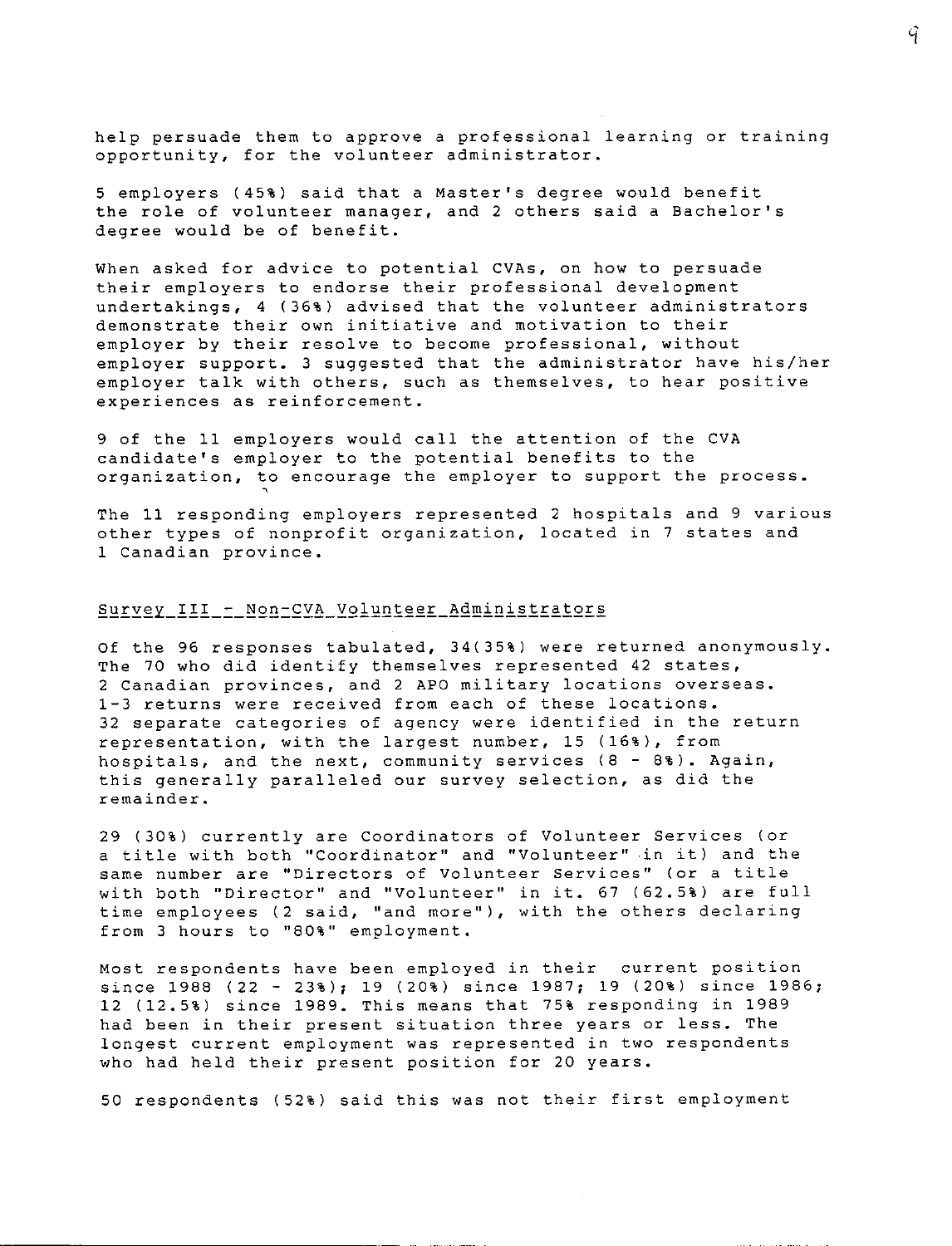help persuade them to approve a professional learning or training opportunity, for the volunteer administrator.

5 employers (45%) said that a Master's degree would benefit the role of volunteer manager, and 2 others said a Bachelor's degree would be of benefit.

When asked for advice to potential CVAs, on how to persuade their employers to endorse their professional development undertakings, 4 (36%) advised that the volunteer administrators demonstrate their own initiative and motivation to their employer by their resolve to become professional, without employer support. 3 suggested that the administrator have his/her employer talk with others, such as themselves, to hear positive experiences as reinforcement.

9 of the 11 employers would call the attention of the CVA candidate's employer to the potential benefits to the organization, to encourage the employer to support the process.

The 11 responding employers represented 2 hospitals and 9 various other types of nonprofit organization, located in 7 states and 1 Canadian province.

## Survey III - Non-CVA Volunteer Administrators

Of the 96 responses tabulated, 34(35%) were returned anonymously. The 70 who did identify themselves represented 42 states, 2 Canadian provinces, and 2 APO military locations overseas. 1-3 returns were received from each of these locations. 32 separate categories of agency were identified in the return representation, with the largest number, 15 (16%), from hospitals, and the next, community services (8 - 8%). Again, this generally paralleled our survey selection, as did the remainder.

29 (30%) currently are Coordinators of Volunteer Services (or a title with both "Coordinator" and "Volunteer" in it) and the same number are "Directors of Volunteer Services" (or a title with both "Director" and "Volunteer" in it. 67 (62.5%) are full time employees (2 said, "and more"), with the others declaring from 3 hours to "80%" employment.

Most respondents have been employed in their current position since 1988 (22 - 23%); 19 (20%) since 1987; 19 (20%) since 1986; 12 (12.5%) since 1989. This means that 75% responding in 1989 had been in their present situation three years or less. The longest current employment was represented in two respondents who had held their present position for 20 years.

50 respondents (52%) said this was not their first employment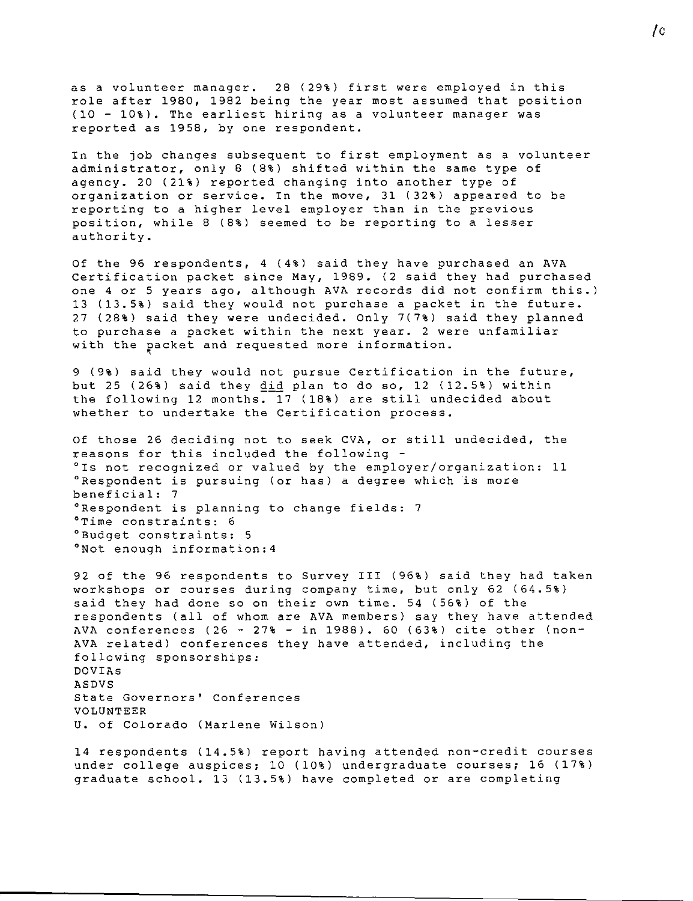as a volunteer manager. 28 (29%) first were employed in this role after 1980, 1982 being the year most assumed that position (10 - 10%). The earliest hiring as a volunteer manager was reported as 1958, by one respondent.

In the job changes subsequent to first employment as a volunteer administrator, only 8 (8%) shifted within the same type of agency. 20 (21%) reported changing into another type of organization or service. In the move, 31 (32%) appeared to be reporting to a higher level employer than in the previous position, while 8 (8%) seemed to be reporting to a lesser authority.

Of the 96 respondents, 4 (4%) said they have purchased an AVA Certification packet since May, 1989. (2 said they had purchased one 4 or 5 years ago, although AVA records did not confirm this.) 13 (13.5%) said they would not purchase a packet in the future. 27 (28%) said they were undecided. Only 7(7%) said they planned to purchase a packet within the next year. 2 were unfamiliar with the packet and requested more information.

9 (9%) said they would not pursue Certification in the future, but 25 (26%) said they <u>did</u> plan to do so, 12 (12.5%) within the following 12 months. 17 (18%) are still undecided about whether to undertake the Certification process.

Of those 26 deciding not to seek CVA, or still undecided, the reasons for this included the following -

°Is not recognized or valued by the employer/organization: 11
°Respondent is pursuing (or has) a degree which is more beneficial: 7
°Respondent is planning to change fields: 7
°Time constraints: 6
°Budget constraints: 5
°Not enough information:4

92 of the 96 respondents to Survey III (96%) said they had taken workshops or courses during company time, but only 62 (64.5%) said they had done so on their own time. 54 (56%) of the respondents (all of whom are AVA members) say they have attended AVA conferences (26 - 27% - in 1988). 60 (63%) cite other (non-AVA related) conferences they have attended, including the following sponsorships:

DOVIAs
ASDVS
State Governors' Conferences
VOLUNTEER
U. of Colorado (Marlene Wilson)

14 respondents (14.5%) report having attended non-credit courses under college auspices; 10 (10%) undergraduate courses; 16 (17%) graduate school. 13 (13.5%) have completed or are completing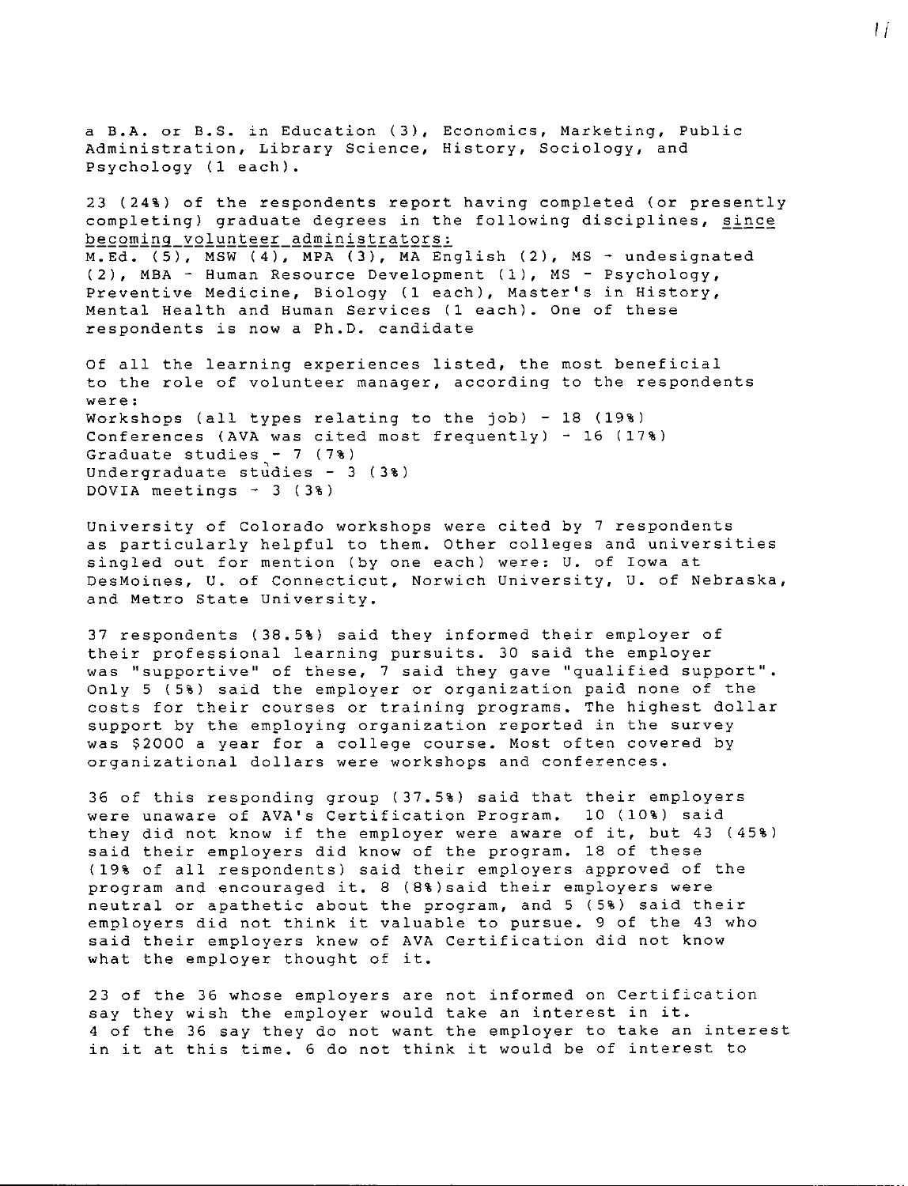a B.A. or B.S. in Education (3), Economics, Marketing, Public Administration, Library Science, History, Sociology, and Psychology (1 each).

23 (24%) of the respondents report having completed (or presently completing) graduate degrees in the following disciplines, <u>since becoming volunteer administrators</u>:
M.Ed. (5), MSW (4), MPA (3), MA English (2), MS - undesignated (2), MBA - Human Resource Development (1), MS - Psychology, Preventive Medicine, Biology (1 each), Master's in History, Mental Health and Human Services (1 each). One of these respondents is now a Ph.D. candidate

Of all the learning experiences listed, the most beneficial to the role of volunteer manager, according to the respondents were:
Workshops (all types relating to the job) - 18 (19%)
Conferences (AVA was cited most frequently) - 16 (17%)
Graduate studies - 7 (7%)
Undergraduate studies - 3 (3%)
DOVIA meetings - 3 (3%)

University of Colorado workshops were cited by 7 respondents as particularly helpful to them. Other colleges and universities singled out for mention (by one each) were: U. of Iowa at DesMoines, U. of Connecticut, Norwich University, U. of Nebraska, and Metro State University.

37 respondents (38.5%) said they informed their employer of their professional learning pursuits. 30 said the employer was "supportive" of these, 7 said they gave "qualified support". Only 5 (5%) said the employer or organization paid none of the costs for their courses or training programs. The highest dollar support by the employing organization reported in the survey was $2000 a year for a college course. Most often covered by organizational dollars were workshops and conferences.

36 of this responding group (37.5%) said that their employers were unaware of AVA's Certification Program. 10 (10%) said they did not know if the employer were aware of it, but 43 (45%) said their employers did know of the program. 18 of these (19% of all respondents) said their employers approved of the program and encouraged it. 8 (8%)said their employers were neutral or apathetic about the program, and 5 (5%) said their employers did not think it valuable to pursue. 9 of the 43 who said their employers knew of AVA Certification did not know what the employer thought of it.

23 of the 36 whose employers are not informed on Certification say they wish the employer would take an interest in it.
4 of the 36 say they do not want the employer to take an interest in it at this time. 6 do not think it would be of interest to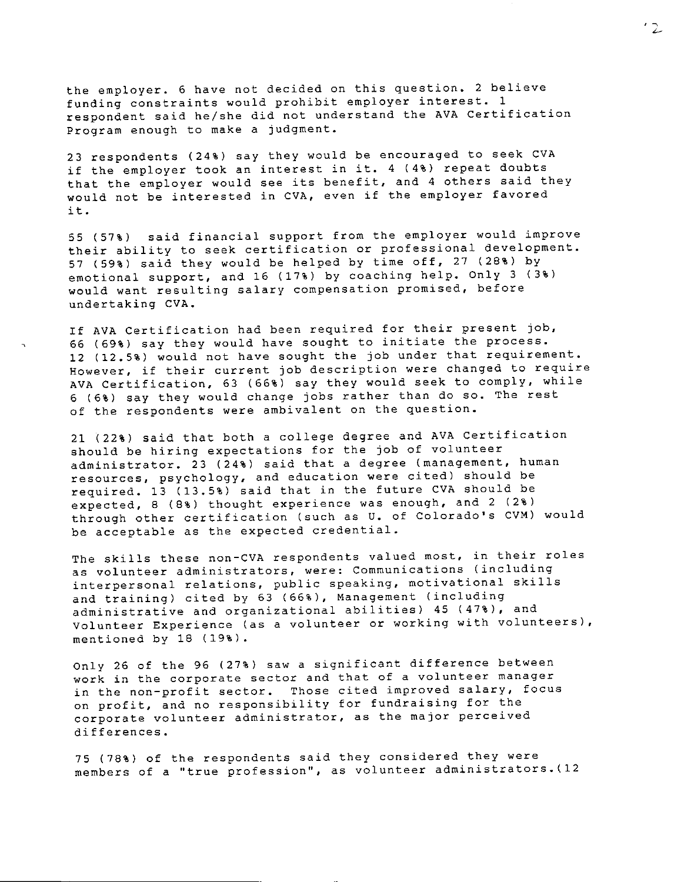the employer. 6 have not decided on this question. 2 believe funding constraints would prohibit employer interest. 1 respondent said he/she did not understand the AVA Certification Program enough to make a judgment.

23 respondents (24%) say they would be encouraged to seek CVA if the employer took an interest in it. 4 (4%) repeat doubts that the employer would see its benefit, and 4 others said they would not be interested in CVA, even if the employer favored it.

55 (57%) said financial support from the employer would improve their ability to seek certification or professional development. 57 (59%) said they would be helped by time off, 27 (28%) by emotional support, and 16 (17%) by coaching help. Only 3 (3%) would want resulting salary compensation promised, before undertaking CVA.

If AVA Certification had been required for their present job, 66 (69%) say they would have sought to initiate the process. 12 (12.5%) would not have sought the job under that requirement. However, if their current job description were changed to require AVA Certification, 63 (66%) say they would seek to comply, while 6 (6%) say they would change jobs rather than do so. The rest of the respondents were ambivalent on the question.

21 (22%) said that both a college degree and AVA Certification should be hiring expectations for the job of volunteer administrator. 23 (24%) said that a degree (management, human resources, psychology, and education were cited) should be required. 13 (13.5%) said that in the future CVA should be expected, 8 (8%) thought experience was enough, and 2 (2%) through other certification (such as U. of Colorado's CVM) would be acceptable as the expected credential.

The skills these non-CVA respondents valued most, in their roles as volunteer administrators, were: Communications (including interpersonal relations, public speaking, motivational skills and training) cited by 63 (66%), Management (including administrative and organizational abilities) 45 (47%), and Volunteer Experience (as a volunteer or working with volunteers), mentioned by 18 (19%).

Only 26 of the 96 (27%) saw a significant difference between work in the corporate sector and that of a volunteer manager in the non-profit sector. Those cited improved salary, focus on profit, and no responsibility for fundraising for the corporate volunteer administrator, as the major perceived differences.

75 (78%) of the respondents said they considered they were members of a "true profession", as volunteer administrators.(12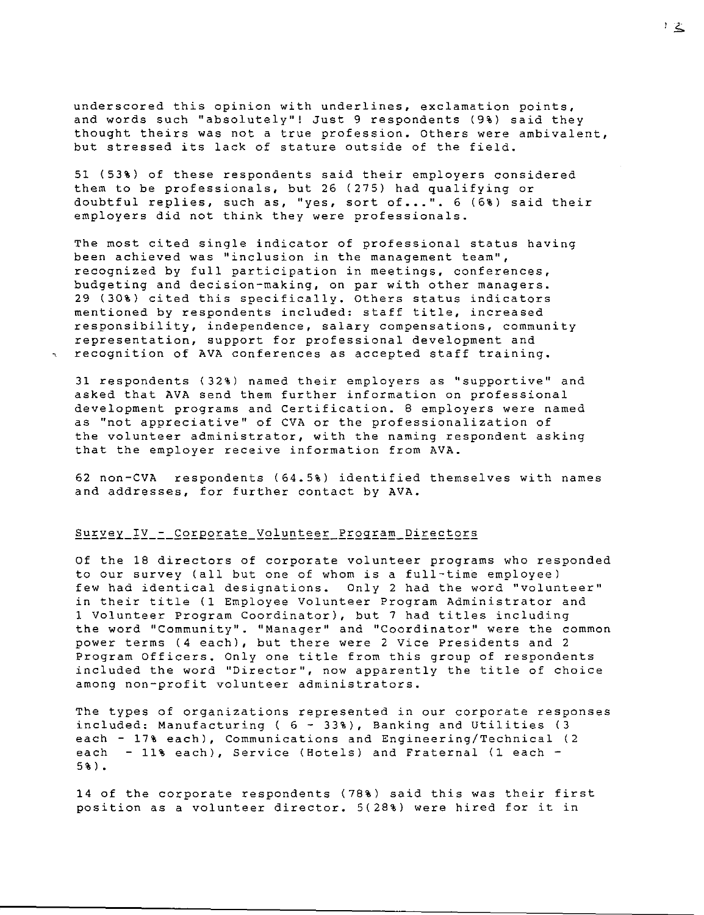underscored this opinion with underlines, exclamation points, and words such "absolutely"! Just 9 respondents (9%) said they thought theirs was not a true profession. Others were ambivalent, but stressed its lack of stature outside of the field.

51 (53%) of these respondents said their employers considered them to be professionals, but 26 (275) had qualifying or doubtful replies, such as, "yes, sort of...". 6 (6%) said their employers did not think they were professionals.

The most cited single indicator of professional status having been achieved was "inclusion in the management team", recognized by full participation in meetings, conferences, budgeting and decision-making, on par with other managers. 29 (30%) cited this specifically. Others status indicators mentioned by respondents included: staff title, increased responsibility, independence, salary compensations, community representation, support for professional development and recognition of AVA conferences as accepted staff training.

31 respondents (32%) named their employers as "supportive" and asked that AVA send them further information on professional development programs and Certification. 8 employers were named as "not appreciative" of CVA or the professionalization of the volunteer administrator, with the naming respondent asking that the employer receive information from AVA.

62 non-CVA respondents (64.5%) identified themselves with names and addresses, for further contact by AVA.

## Survey IV - Corporate Volunteer Program Directors

Of the 18 directors of corporate volunteer programs who responded to our survey (all but one of whom is a full-time employee) few had identical designations. Only 2 had the word "volunteer" in their title (1 Employee Volunteer Program Administrator and 1 Volunteer Program Coordinator), but 7 had titles including the word "Community". "Manager" and "Coordinator" were the common power terms (4 each), but there were 2 Vice Presidents and 2 Program Officers. Only one title from this group of respondents included the word "Director", now apparently the title of choice among non-profit volunteer administrators.

The types of organizations represented in our corporate responses included: Manufacturing ( 6 - 33%), Banking and Utilities (3 each - 17% each), Communications and Engineering/Technical (2 each - 11% each), Service (Hotels) and Fraternal (1 each - 5%).

14 of the corporate respondents (78%) said this was their first position as a volunteer director. 5(28%) were hired for it in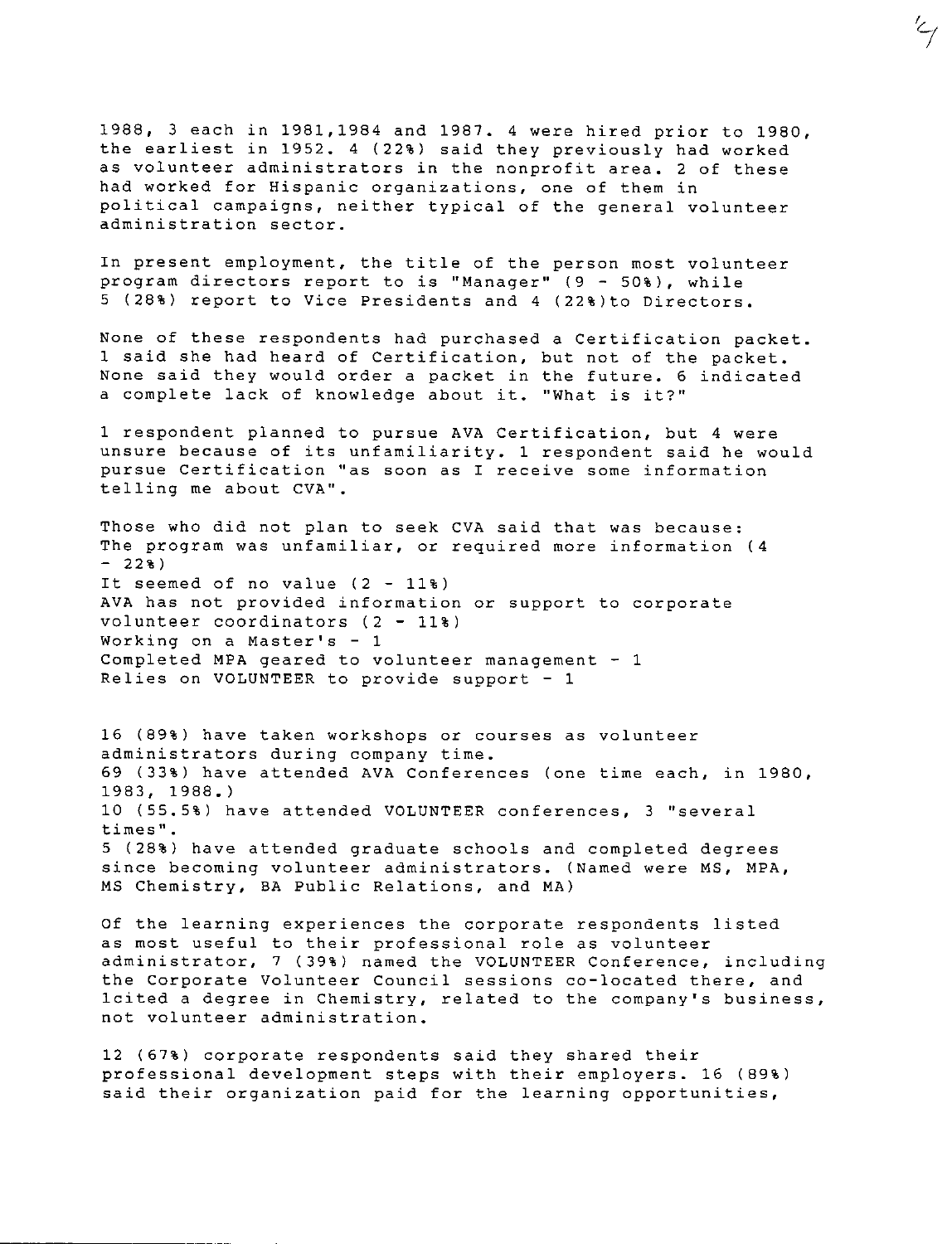1988, 3 each in 1981,1984 and 1987. 4 were hired prior to 1980, the earliest in 1952. 4 (22%) said they previously had worked as volunteer administrators in the nonprofit area. 2 of these had worked for Hispanic organizations, one of them in political campaigns, neither typical of the general volunteer administration sector.

In present employment, the title of the person most volunteer program directors report to is "Manager" (9 - 50%), while 5 (28%) report to Vice Presidents and 4 (22%)to Directors.

None of these respondents had purchased a Certification packet. 1 said she had heard of Certification, but not of the packet. None said they would order a packet in the future. 6 indicated a complete lack of knowledge about it. "What is it?"

1 respondent planned to pursue AVA Certification, but 4 were unsure because of its unfamiliarity. 1 respondent said he would pursue Certification "as soon as I receive some information telling me about CVA".

Those who did not plan to seek CVA said that was because:
The program was unfamiliar, or required more information (4 - 22%)
It seemed of no value (2 - 11%)
AVA has not provided information or support to corporate volunteer coordinators (2 - 11%)
Working on a Master's - 1
Completed MPA geared to volunteer management - 1
Relies on VOLUNTEER to provide support - 1

16 (89%) have taken workshops or courses as volunteer administrators during company time.
69 (33%) have attended AVA Conferences (one time each, in 1980, 1983, 1988.)
10 (55.5%) have attended VOLUNTEER conferences, 3 "several times".
5 (28%) have attended graduate schools and completed degrees since becoming volunteer administrators. (Named were MS, MPA, MS Chemistry, BA Public Relations, and MA)

Of the learning experiences the corporate respondents listed as most useful to their professional role as volunteer administrator, 7 (39%) named the VOLUNTEER Conference, including the Corporate Volunteer Council sessions co-located there, and 1cited a degree in Chemistry, related to the company's business, not volunteer administration.

12 (67%) corporate respondents said they shared their professional development steps with their employers. 16 (89%) said their organization paid for the learning opportunities,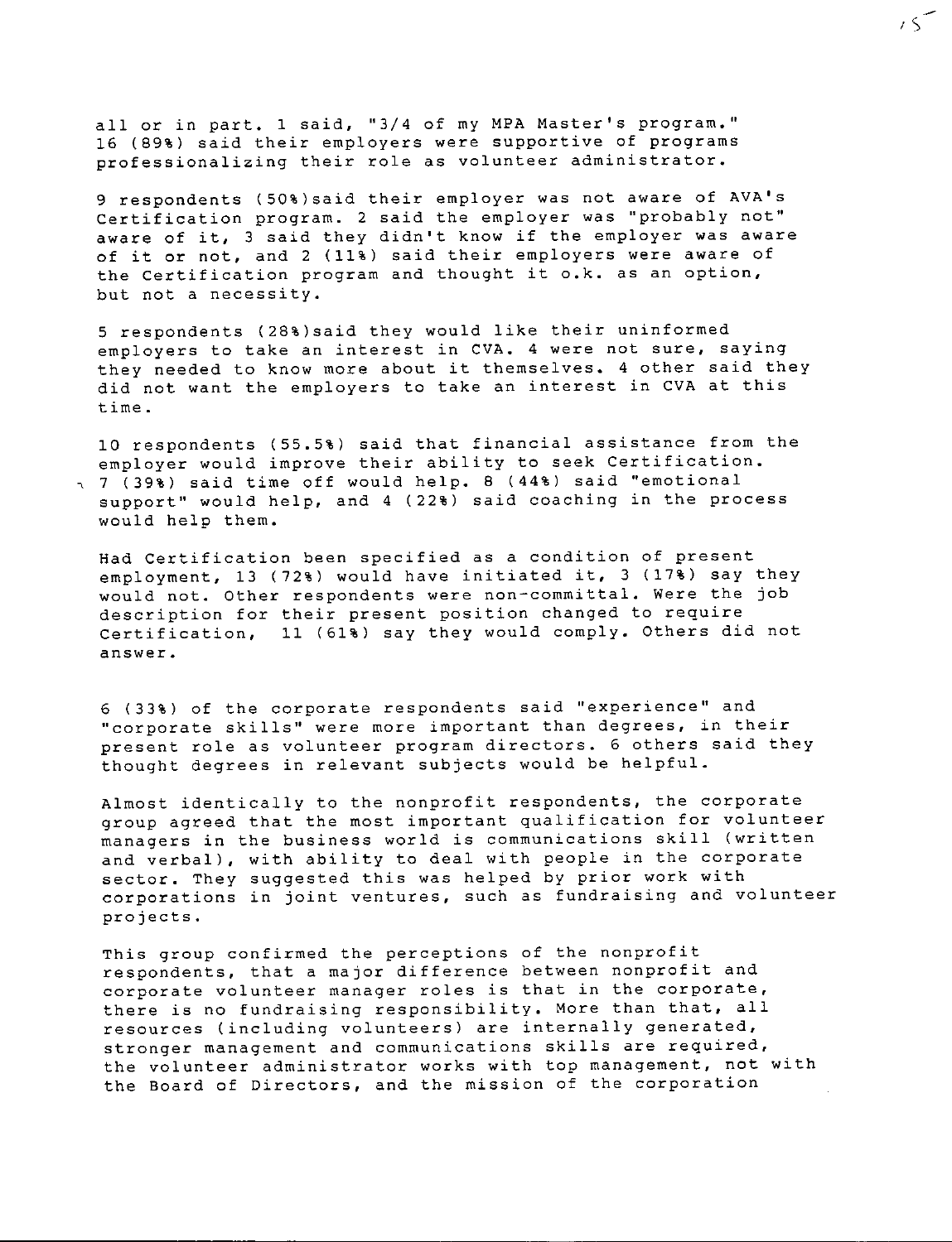all or in part. 1 said, "3/4 of my MPA Master's program." 16 (89%) said their employers were supportive of programs professionalizing their role as volunteer administrator.

9 respondents (50%)said their employer was not aware of AVA's Certification program. 2 said the employer was "probably not" aware of it, 3 said they didn't know if the employer was aware of it or not, and 2 (11%) said their employers were aware of the Certification program and thought it o.k. as an option, but not a necessity.

5 respondents (28%)said they would like their uninformed employers to take an interest in CVA. 4 were not sure, saying they needed to know more about it themselves. 4 other said they did not want the employers to take an interest in CVA at this time.

10 respondents (55.5%) said that financial assistance from the employer would improve their ability to seek Certification. 7 (39%) said time off would help. 8 (44%) said "emotional support" would help, and 4 (22%) said coaching in the process would help them.

Had Certification been specified as a condition of present employment, 13 (72%) would have initiated it, 3 (17%) say they would not. Other respondents were non-committal. Were the job description for their present position changed to require Certification, 11 (61%) say they would comply. Others did not answer.

6 (33%) of the corporate respondents said "experience" and "corporate skills" were more important than degrees, in their present role as volunteer program directors. 6 others said they thought degrees in relevant subjects would be helpful.

Almost identically to the nonprofit respondents, the corporate group agreed that the most important qualification for volunteer managers in the business world is communications skill (written and verbal), with ability to deal with people in the corporate sector. They suggested this was helped by prior work with corporations in joint ventures, such as fundraising and volunteer projects.

This group confirmed the perceptions of the nonprofit respondents, that a major difference between nonprofit and corporate volunteer manager roles is that in the corporate, there is no fundraising responsibility. More than that, all resources (including volunteers) are internally generated, stronger management and communications skills are required, the volunteer administrator works with top management, not with the Board of Directors, and the mission of the corporation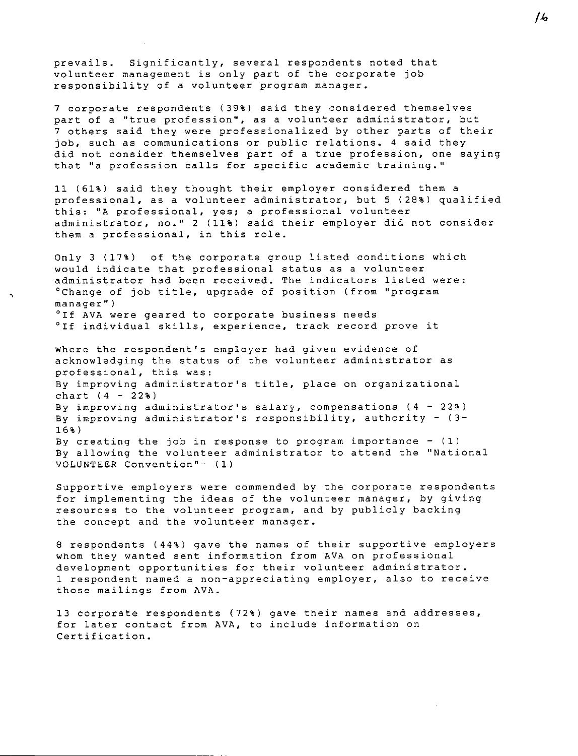prevails. Significantly, several respondents noted that volunteer management is only part of the corporate job responsibility of a volunteer program manager.

7 corporate respondents (39%) said they considered themselves part of a "true profession", as a volunteer administrator, but 7 others said they were professionalized by other parts of their job, such as communications or public relations. 4 said they did not consider themselves part of a true profession, one saying that "a profession calls for specific academic training."

11 (61%) said they thought their employer considered them a professional, as a volunteer administrator, but 5 (28%) qualified this: "A professional, yes; a professional volunteer administrator, no." 2 (11%) said their employer did not consider them a professional, in this role.

Only 3 (17%) of the corporate group listed conditions which would indicate that professional status as a volunteer administrator had been received. The indicators listed were:

°Change of job title, upgrade of position (from "program manager")
°If AVA were geared to corporate business needs
°If individual skills, experience, track record prove it

Where the respondent's employer had given evidence of acknowledging the status of the volunteer administrator as professional, this was:
By improving administrator's title, place on organizational chart (4 - 22%)
By improving administrator's salary, compensations (4 - 22%)
By improving administrator's responsibility, authority - (3-16%)
By creating the job in response to program importance - (1)
By allowing the volunteer administrator to attend the "National VOLUNTEER Convention"- (1)

Supportive employers were commended by the corporate respondents for implementing the ideas of the volunteer manager, by giving resources to the volunteer program, and by publicly backing the concept and the volunteer manager.

8 respondents (44%) gave the names of their supportive employers whom they wanted sent information from AVA on professional development opportunities for their volunteer administrator. 1 respondent named a non-appreciating employer, also to receive those mailings from AVA.

13 corporate respondents (72%) gave their names and addresses, for later contact from AVA, to include information on Certification.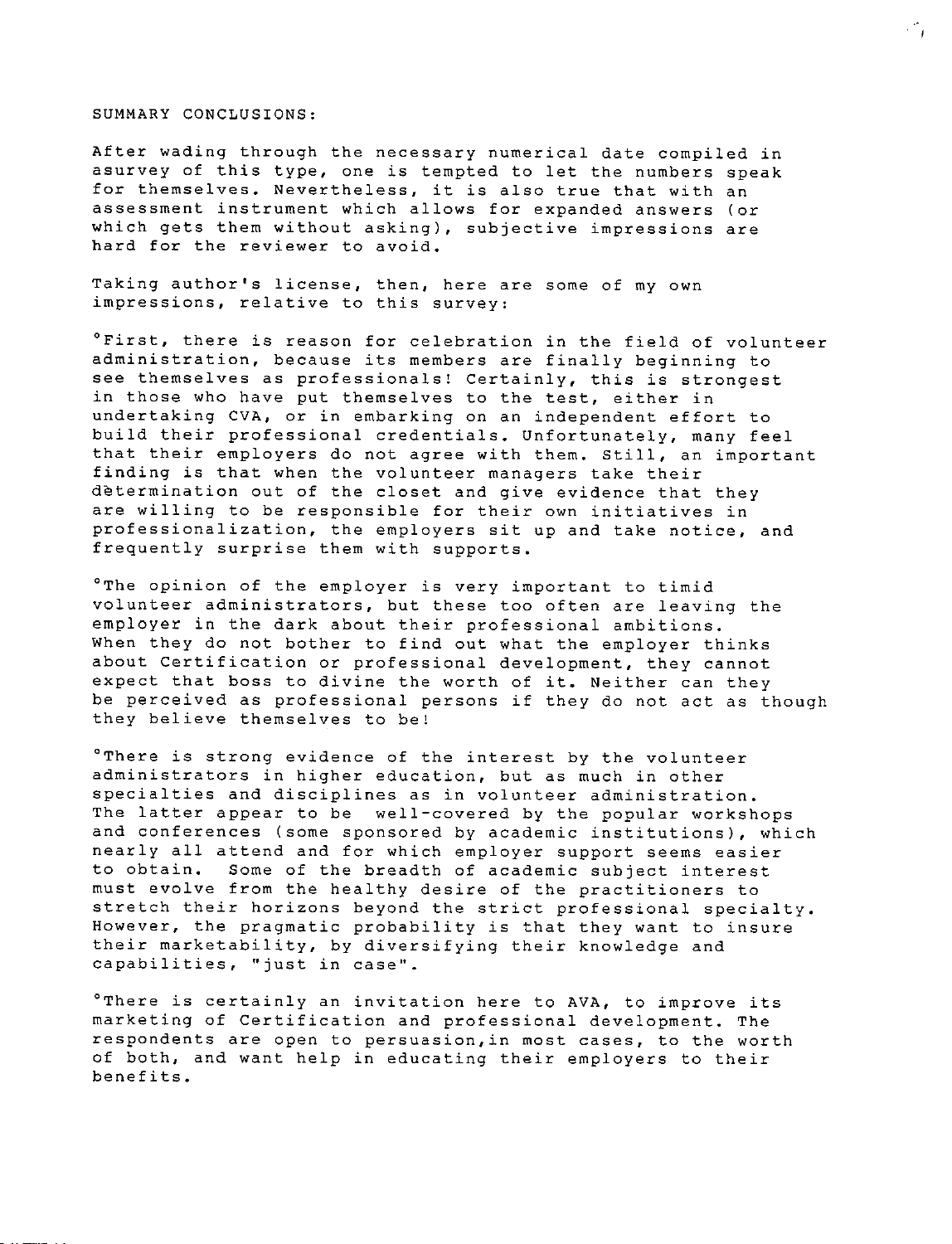SUMMARY CONCLUSIONS:

After wading through the necessary numerical date compiled in asurvey of this type, one is tempted to let the numbers speak for themselves. Nevertheless, it is also true that with an assessment instrument which allows for expanded answers (or which gets them without asking), subjective impressions are hard for the reviewer to avoid.

Taking author's license, then, here are some of my own impressions, relative to this survey:

°First, there is reason for celebration in the field of volunteer administration, because its members are finally beginning to see themselves as professionals! Certainly, this is strongest in those who have put themselves to the test, either in undertaking CVA, or in embarking on an independent effort to build their professional credentials. Unfortunately, many feel that their employers do not agree with them. Still, an important finding is that when the volunteer managers take their determination out of the closet and give evidence that they are willing to be responsible for their own initiatives in professionalization, the employers sit up and take notice, and frequently surprise them with supports.

°The opinion of the employer is very important to timid volunteer administrators, but these too often are leaving the employer in the dark about their professional ambitions. When they do not bother to find out what the employer thinks about Certification or professional development, they cannot expect that boss to divine the worth of it. Neither can they be perceived as professional persons if they do not act as though they believe themselves to be!

°There is strong evidence of the interest by the volunteer administrators in higher education, but as much in other specialties and disciplines as in volunteer administration. The latter appear to be well-covered by the popular workshops and conferences (some sponsored by academic institutions), which nearly all attend and for which employer support seems easier to obtain. Some of the breadth of academic subject interest must evolve from the healthy desire of the practitioners to stretch their horizons beyond the strict professional specialty. However, the pragmatic probability is that they want to insure their marketability, by diversifying their knowledge and capabilities, "just in case".

°There is certainly an invitation here to AVA, to improve its marketing of Certification and professional development. The respondents are open to persuasion,in most cases, to the worth of both, and want help in educating their employers to their benefits.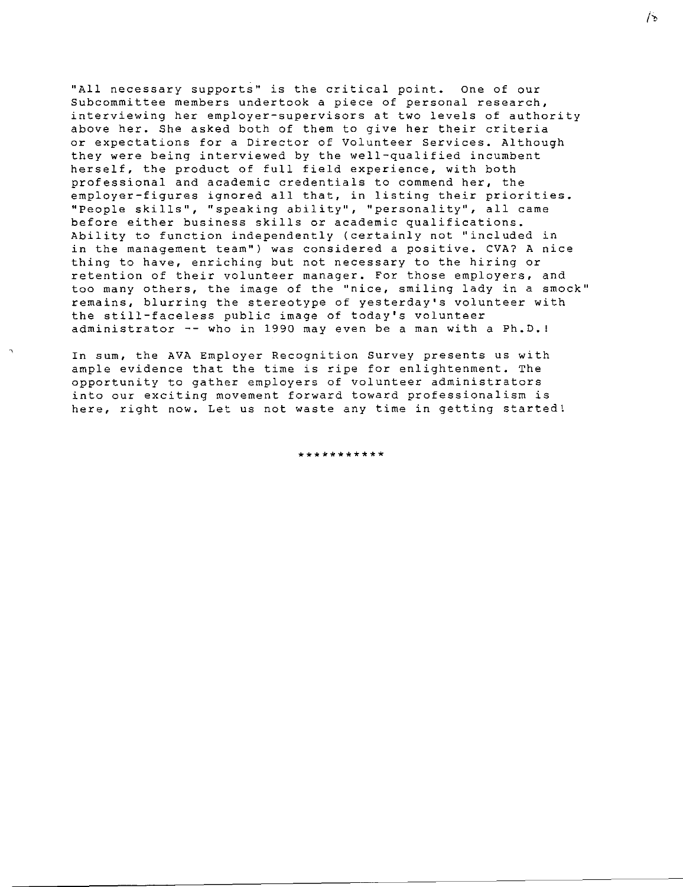"All necessary supports" is the critical point. One of our Subcommittee members undertook a piece of personal research, interviewing her employer-supervisors at two levels of authority above her. She asked both of them to give her their criteria or expectations for a Director of Volunteer Services. Although they were being interviewed by the well-qualified incumbent herself, the product of full field experience, with both professional and academic credentials to commend her, the employer-figures ignored all that, in listing their priorities. "People skills", "speaking ability", "personality", all came before either business skills or academic qualifications. Ability to function independently (certainly not "included in in the management team") was considered a positive. CVA? A nice thing to have, enriching but not necessary to the hiring or retention of their volunteer manager. For those employers, and too many others, the image of the "nice, smiling lady in a smock" remains, blurring the stereotype of yesterday's volunteer with the still-faceless public image of today's volunteer administrator -- who in 1990 may even be a man with a Ph.D.!

In sum, the AVA Employer Recognition Survey presents us with ample evidence that the time is ripe for enlightenment. The opportunity to gather employers of volunteer administrators into our exciting movement forward toward professionalism is here, right now. Let us not waste any time in getting started!

***********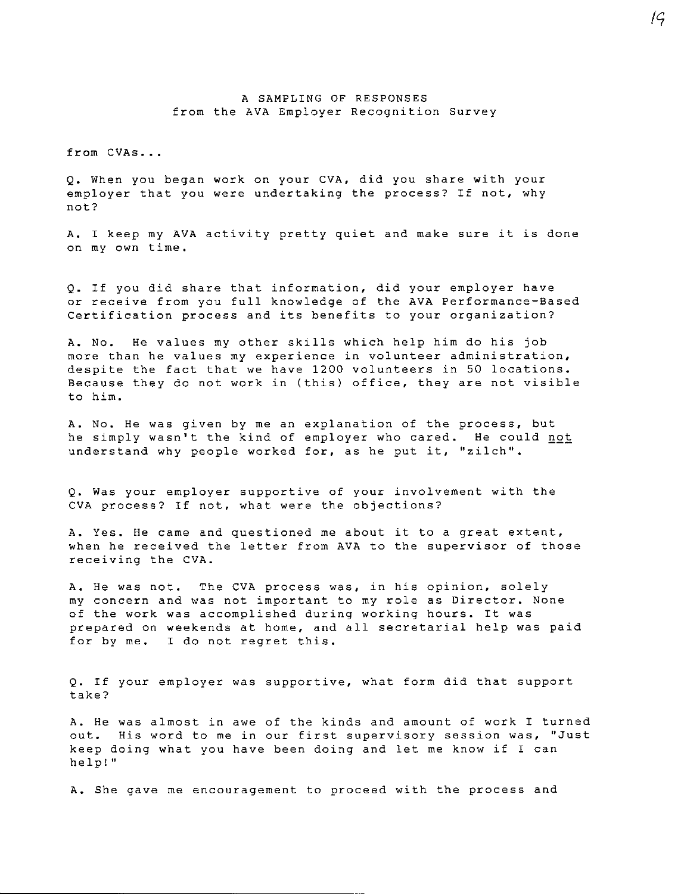A SAMPLING OF RESPONSES
from the AVA Employer Recognition Survey

from CVAs...

Q. When you began work on your CVA, did you share with your employer that you were undertaking the process? If not, why not?

A. I keep my AVA activity pretty quiet and make sure it is done on my own time.

Q. If you did share that information, did your employer have or receive from you full knowledge of the AVA Performance-Based Certification process and its benefits to your organization?

A. No. He values my other skills which help him do his job more than he values my experience in volunteer administration, despite the fact that we have 1200 volunteers in 50 locations. Because they do not work in (this) office, they are not visible to him.

A. No. He was given by me an explanation of the process, but he simply wasn't the kind of employer who cared. He could <u>not</u> understand why people worked for, as he put it, "zilch".

Q. Was your employer supportive of your involvement with the CVA process? If not, what were the objections?

A. Yes. He came and questioned me about it to a great extent, when he received the letter from AVA to the supervisor of those receiving the CVA.

A. He was not. The CVA process was, in his opinion, solely my concern and was not important to my role as Director. None of the work was accomplished during working hours. It was prepared on weekends at home, and all secretarial help was paid for by me. I do not regret this.

Q. If your employer was supportive, what form did that support take?

A. He was almost in awe of the kinds and amount of work I turned out. His word to me in our first supervisory session was, "Just keep doing what you have been doing and let me know if I can help!"

A. She gave me encouragement to proceed with the process and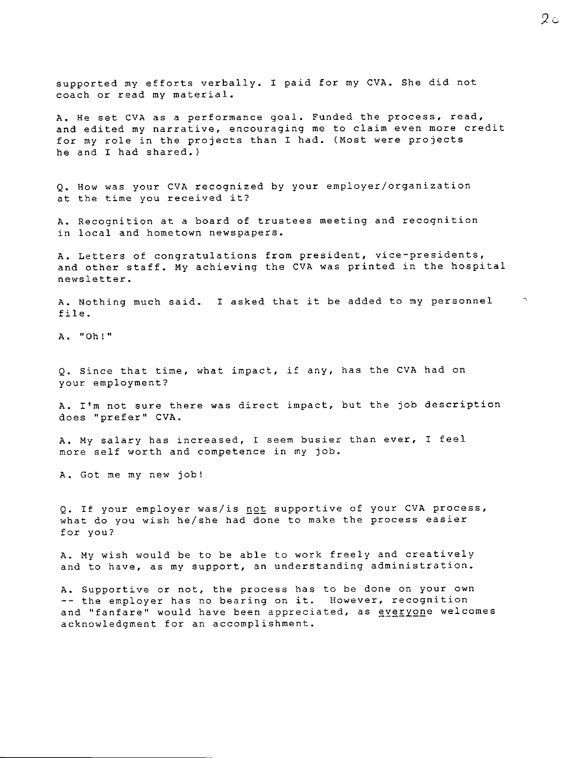supported my efforts verbally. I paid for my CVA. She did not coach or read my material.

A. He set CVA as a performance goal. Funded the process, read, and edited my narrative, encouraging me to claim even more credit for my role in the projects than I had. (Most were projects he and I had shared.)

Q. How was your CVA recognized by your employer/organization at the time you received it?

A. Recognition at a board of trustees meeting and recognition in local and hometown newspapers.

A. Letters of congratulations from president, vice-presidents, and other staff. My achieving the CVA was printed in the hospital newsletter.

A. Nothing much said. I asked that it be added to my personnel file.

A. "Oh!"

Q. Since that time, what impact, if any, has the CVA had on your employment?

A. I'm not sure there was direct impact, but the job description does "prefer" CVA.

A. My salary has increased, I seem busier than ever, I feel more self worth and competence in my job.

A. Got me my new job!

Q. If your employer was/is <u>not</u> supportive of your CVA process, what do you wish he/she had done to make the process easier for you?

A. My wish would be to be able to work freely and creatively and to have, as my support, an understanding administration.

A. Supportive or not, the process has to be done on your own -- the employer has no bearing on it. However, recognition and "fanfare" would have been appreciated, as <u>everyone</u> welcomes acknowledgment for an accomplishment.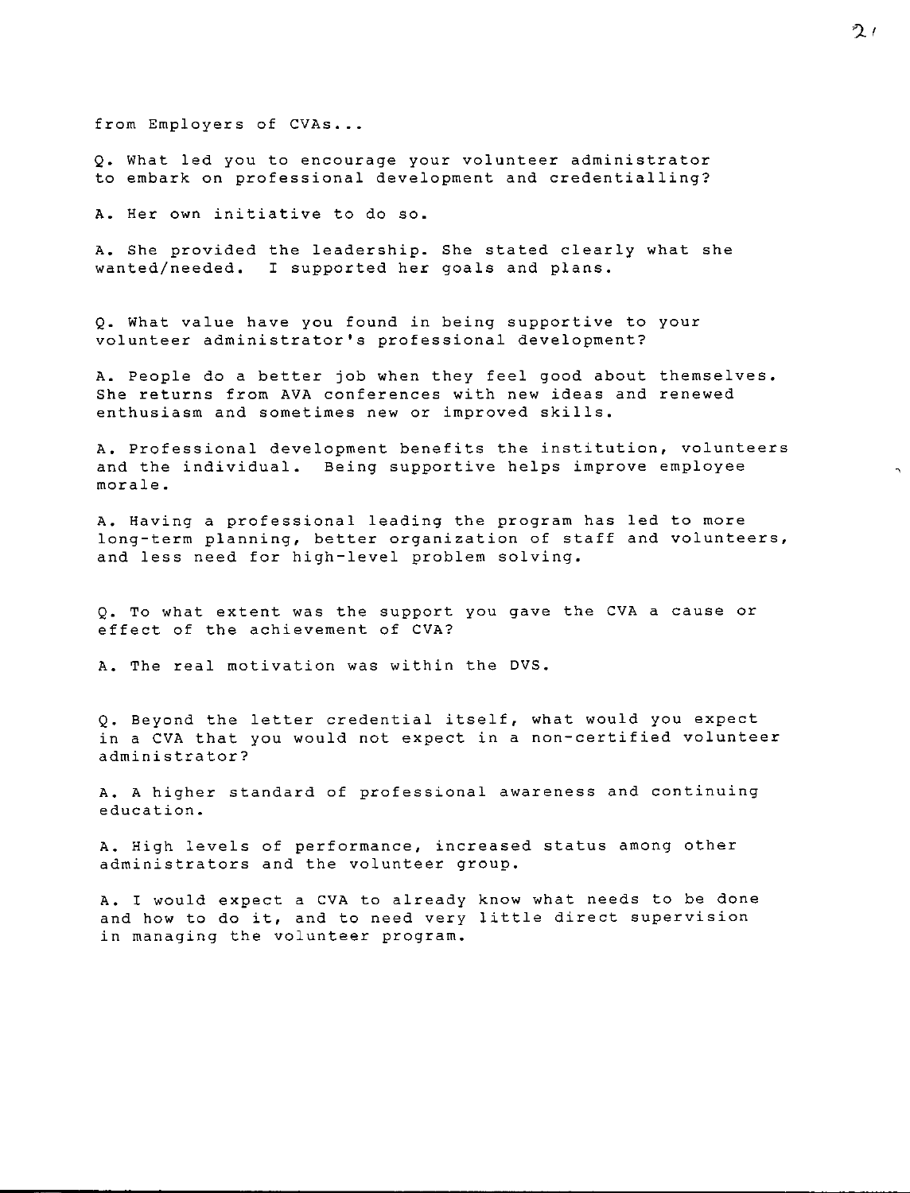from Employers of CVAs...

Q. What led you to encourage your volunteer administrator to embark on professional development and credentialling?

A. Her own initiative to do so.

A. She provided the leadership. She stated clearly what she wanted/needed. I supported her goals and plans.

Q. What value have you found in being supportive to your volunteer administrator's professional development?

A. People do a better job when they feel good about themselves. She returns from AVA conferences with new ideas and renewed enthusiasm and sometimes new or improved skills.

A. Professional development benefits the institution, volunteers and the individual. Being supportive helps improve employee morale.

A. Having a professional leading the program has led to more long-term planning, better organization of staff and volunteers, and less need for high-level problem solving.

Q. To what extent was the support you gave the CVA a cause or effect of the achievement of CVA?

A. The real motivation was within the DVS.

Q. Beyond the letter credential itself, what would you expect in a CVA that you would not expect in a non-certified volunteer administrator?

A. A higher standard of professional awareness and continuing education.

A. High levels of performance, increased status among other administrators and the volunteer group.

A. I would expect a CVA to already know what needs to be done and how to do it, and to need very little direct supervision in managing the volunteer program.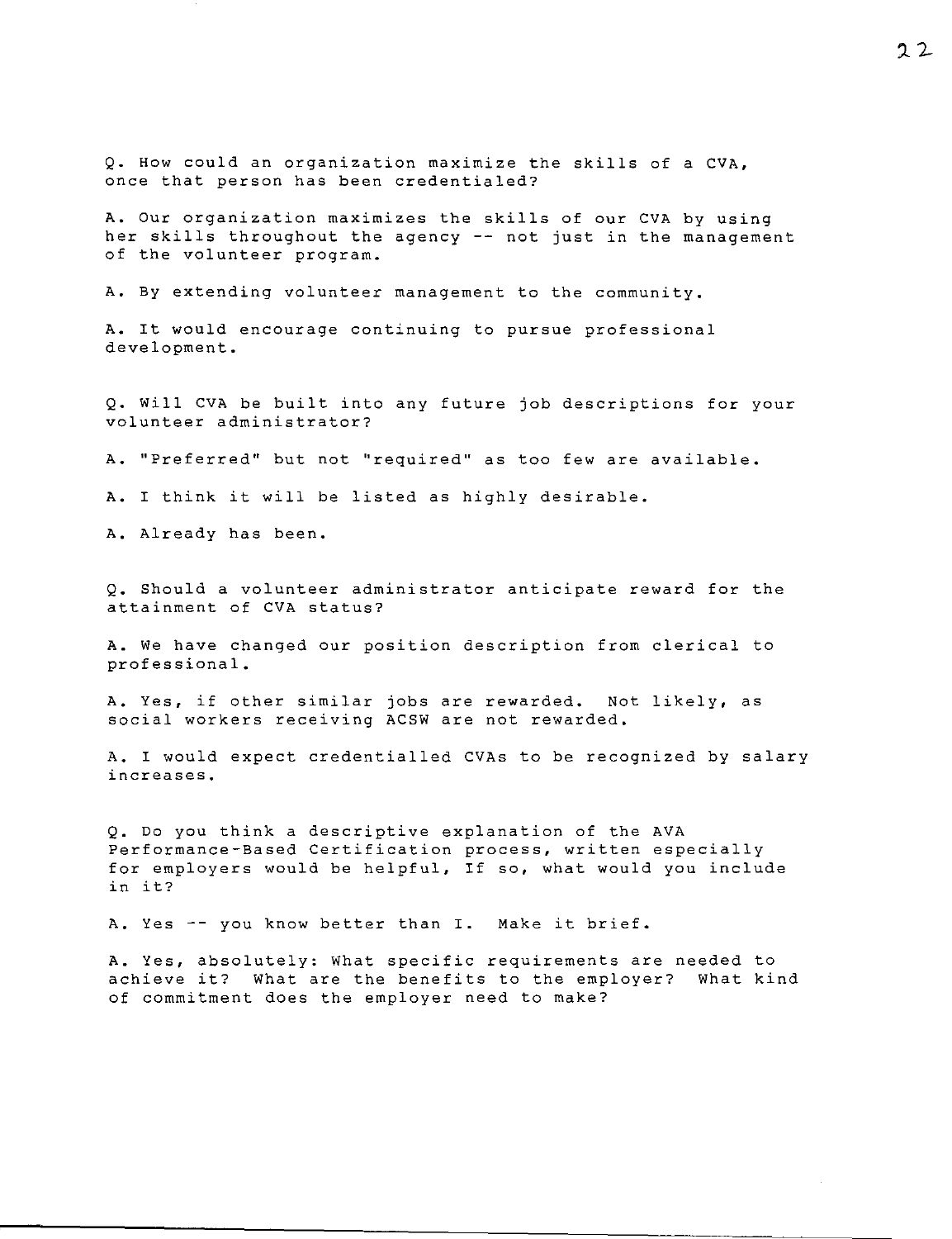Q. How could an organization maximize the skills of a CVA, once that person has been credentialed?

A. Our organization maximizes the skills of our CVA by using her skills throughout the agency -- not just in the management of the volunteer program.

A. By extending volunteer management to the community.

A. It would encourage continuing to pursue professional development.

Q. Will CVA be built into any future job descriptions for your volunteer administrator?

A. "Preferred" but not "required" as too few are available.

A. I think it will be listed as highly desirable.

A. Already has been.

Q. Should a volunteer administrator anticipate reward for the attainment of CVA status?

A. We have changed our position description from clerical to professional.

A. Yes, if other similar jobs are rewarded. Not likely, as social workers receiving ACSW are not rewarded.

A. I would expect credentialled CVAs to be recognized by salary increases.

Q. Do you think a descriptive explanation of the AVA Performance-Based Certification process, written especially for employers would be helpful, If so, what would you include in it?

A. Yes -- you know better than I. Make it brief.

A. Yes, absolutely: What specific requirements are needed to achieve it? What are the benefits to the employer? What kind of commitment does the employer need to make?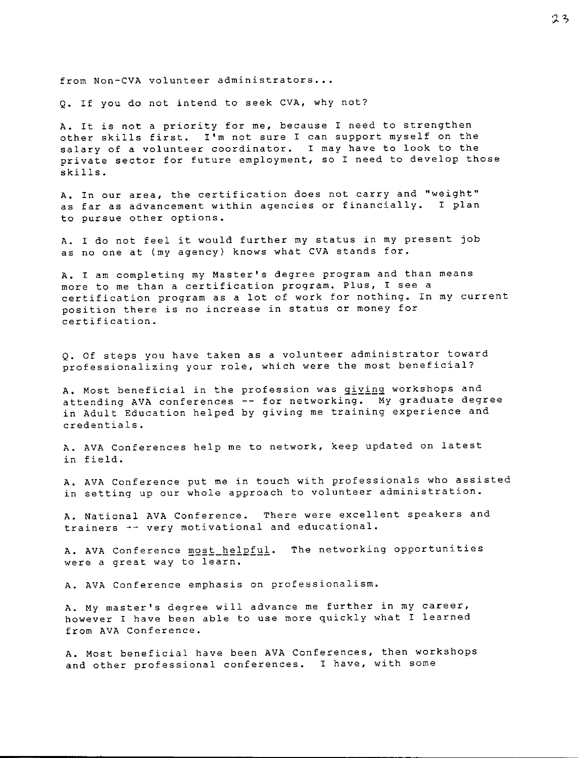from Non-CVA volunteer administrators...

Q. If you do not intend to seek CVA, why not?

A. It is not a priority for me, because I need to strengthen other skills first. I'm not sure I can support myself on the salary of a volunteer coordinator. I may have to look to the private sector for future employment, so I need to develop those skills.

A. In our area, the certification does not carry and "weight" as far as advancement within agencies or financially. I plan to pursue other options.

A. I do not feel it would further my status in my present job as no one at (my agency) knows what CVA stands for.

A. I am completing my Master's degree program and than means more to me than a certification program. Plus, I see a certification program as a lot of work for nothing. In my current position there is no increase in status or money for certification.

Q. Of steps you have taken as a volunteer administrator toward professionalizing your role, which were the most beneficial?

A. Most beneficial in the profession was <u>giving</u> workshops and attending AVA conferences -- for networking. My graduate degree in Adult Education helped by giving me training experience and credentials.

A. AVA Conferences help me to network, keep updated on latest in field.

A. AVA Conference put me in touch with professionals who assisted in setting up our whole approach to volunteer administration.

A. National AVA Conference. There were excellent speakers and trainers -- very motivational and educational.

A. AVA Conference <u>most helpful</u>. The networking opportunities were a great way to learn.

A. AVA Conference emphasis on professionalism.

A. My master's degree will advance me further in my career, however I have been able to use more quickly what I learned from AVA Conference.

A. Most beneficial have been AVA Conferences, then workshops and other professional conferences. I have, with some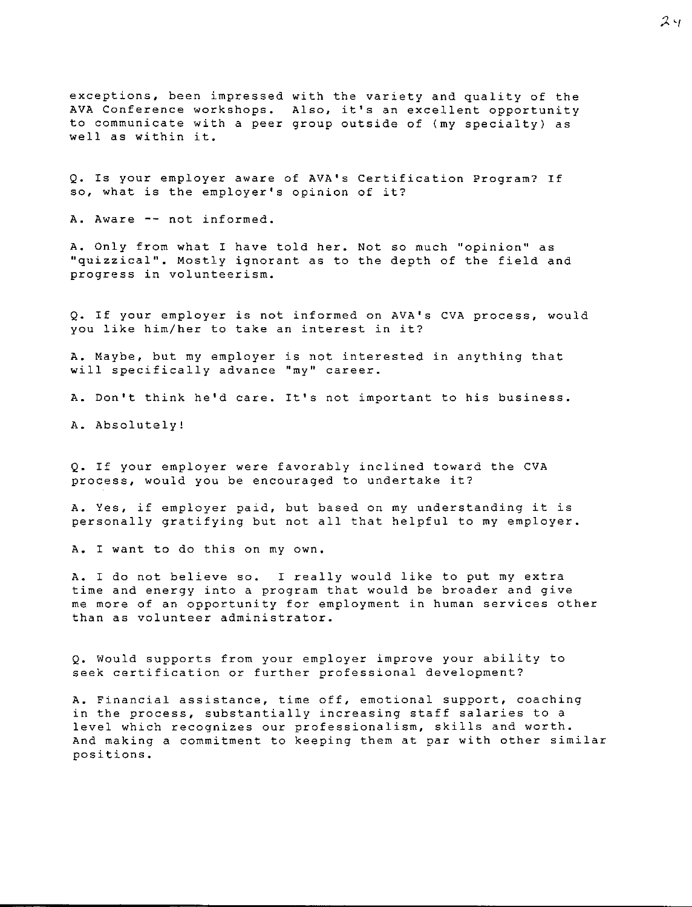exceptions, been impressed with the variety and quality of the AVA Conference workshops. Also, it's an excellent opportunity to communicate with a peer group outside of (my specialty) as well as within it.

Q. Is your employer aware of AVA's Certification Program? If so, what is the employer's opinion of it?

A. Aware -- not informed.

A. Only from what I have told her. Not so much "opinion" as "quizzical". Mostly ignorant as to the depth of the field and progress in volunteerism.

Q. If your employer is not informed on AVA's CVA process, would you like him/her to take an interest in it?

A. Maybe, but my employer is not interested in anything that will specifically advance "my" career.

A. Don't think he'd care. It's not important to his business.

A. Absolutely!

Q. If your employer were favorably inclined toward the CVA process, would you be encouraged to undertake it?

A. Yes, if employer paid, but based on my understanding it is personally gratifying but not all that helpful to my employer.

A. I want to do this on my own.

A. I do not believe so. I really would like to put my extra time and energy into a program that would be broader and give me more of an opportunity for employment in human services other than as volunteer administrator.

Q. Would supports from your employer improve your ability to seek certification or further professional development?

A. Financial assistance, time off, emotional support, coaching in the process, substantially increasing staff salaries to a level which recognizes our professionalism, skills and worth. And making a commitment to keeping them at par with other similar positions.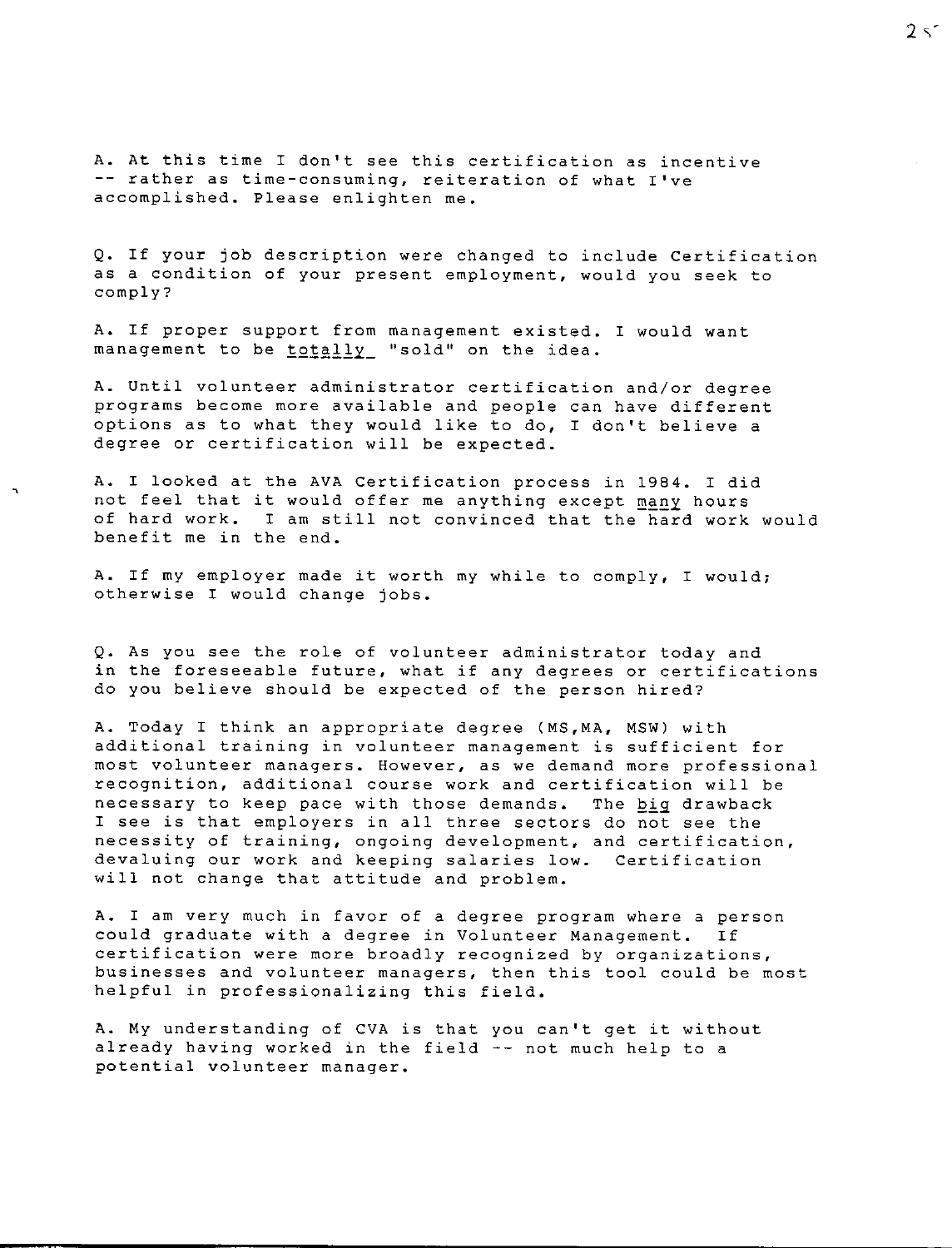A. At this time I don't see this certification as incentive -- rather as time-consuming, reiteration of what I've accomplished. Please enlighten me.

Q. If your job description were changed to include Certification as a condition of your present employment, would you seek to comply?

A. If proper support from management existed. I would want management to be _totally_ "sold" on the idea.

A. Until volunteer administrator certification and/or degree programs become more available and people can have different options as to what they would like to do, I don't believe a degree or certification will be expected.

A. I looked at the AVA Certification process in 1984. I did not feel that it would offer me anything except _many_ hours of hard work. I am still not convinced that the hard work would benefit me in the end.

A. If my employer made it worth my while to comply, I would; otherwise I would change jobs.

Q. As you see the role of volunteer administrator today and in the foreseeable future, what if any degrees or certifications do you believe should be expected of the person hired?

A. Today I think an appropriate degree (MS,MA, MSW) with additional training in volunteer management is sufficient for most volunteer managers. However, as we demand more professional recognition, additional course work and certification will be necessary to keep pace with those demands. The _big_ drawback I see is that employers in all three sectors do not see the necessity of training, ongoing development, and certification, devaluing our work and keeping salaries low. Certification will not change that attitude and problem.

A. I am very much in favor of a degree program where a person could graduate with a degree in Volunteer Management. If certification were more broadly recognized by organizations, businesses and volunteer managers, then this tool could be most helpful in professionalizing this field.

A. My understanding of CVA is that you can't get it without already having worked in the field -- not much help to a potential volunteer manager.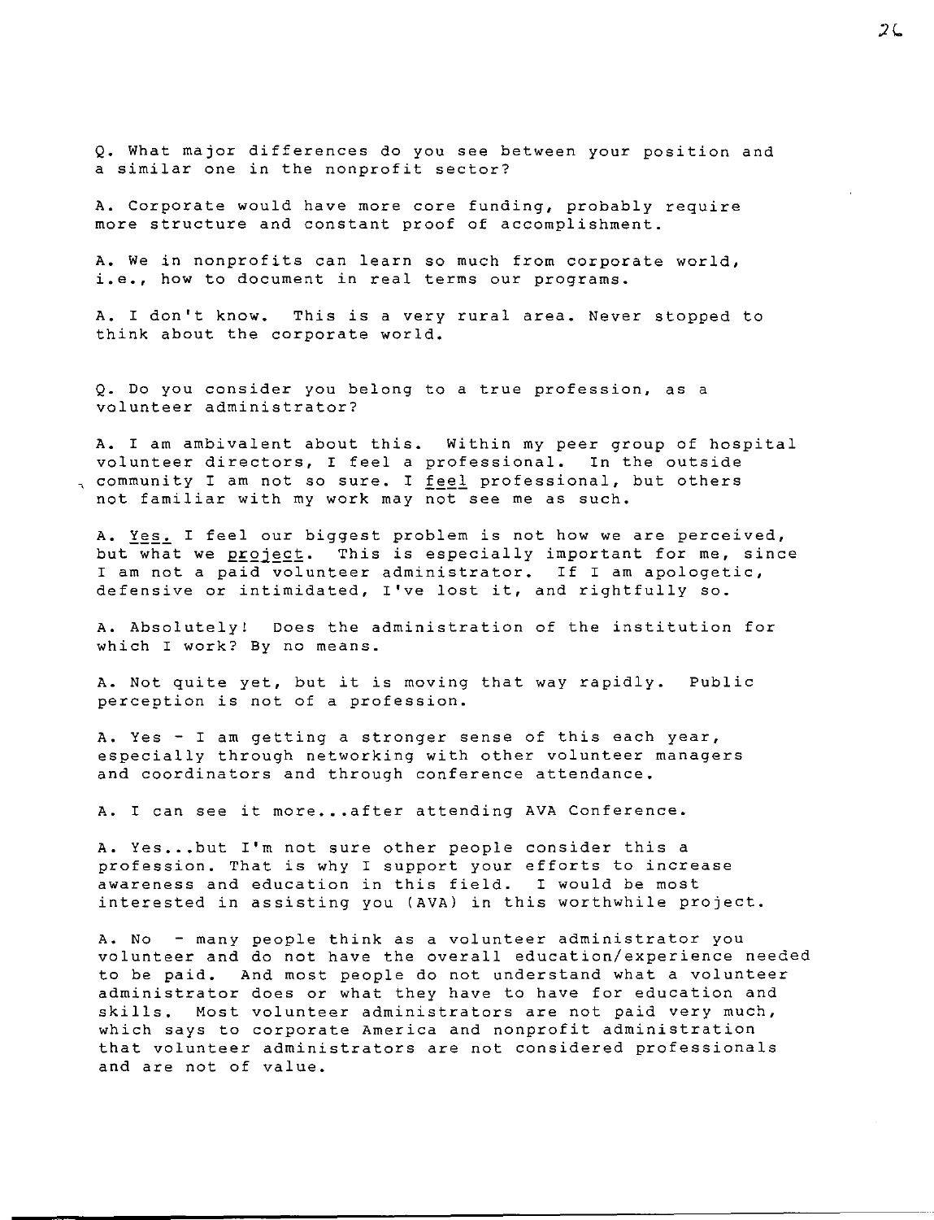Q. What major differences do you see between your position and a similar one in the nonprofit sector?

A. Corporate would have more core funding, probably require more structure and constant proof of accomplishment.

A. We in nonprofits can learn so much from corporate world, i.e., how to document in real terms our programs.

A. I don't know. This is a very rural area. Never stopped to think about the corporate world.

Q. Do you consider you belong to a true profession, as a volunteer administrator?

A. I am ambivalent about this. Within my peer group of hospital volunteer directors, I feel a professional. In the outside community I am not so sure. I <u>feel</u> professional, but others not familiar with my work may <u>not</u> see me as such.

A. <u>Yes.</u> I feel our biggest problem is not how we are perceived, but what we <u>project</u>. This is especially important for me, since I am not a paid volunteer administrator. If I am apologetic, defensive or intimidated, I've lost it, and rightfully so.

A. Absolutely! Does the administration of the institution for which I work? By no means.

A. Not quite yet, but it is moving that way rapidly. Public perception is not of a profession.

A. Yes - I am getting a stronger sense of this each year, especially through networking with other volunteer managers and coordinators and through conference attendance.

A. I can see it more...after attending AVA Conference.

A. Yes...but I'm not sure other people consider this a profession. That is why I support your efforts to increase awareness and education in this field. I would be most interested in assisting you (AVA) in this worthwhile project.

A. No - many people think as a volunteer administrator you volunteer and do not have the overall education/experience needed to be paid. And most people do not understand what a volunteer administrator does or what they have to have for education and skills. Most volunteer administrators are not paid very much, which says to corporate America and nonprofit administration that volunteer administrators are not considered professionals and are not of value.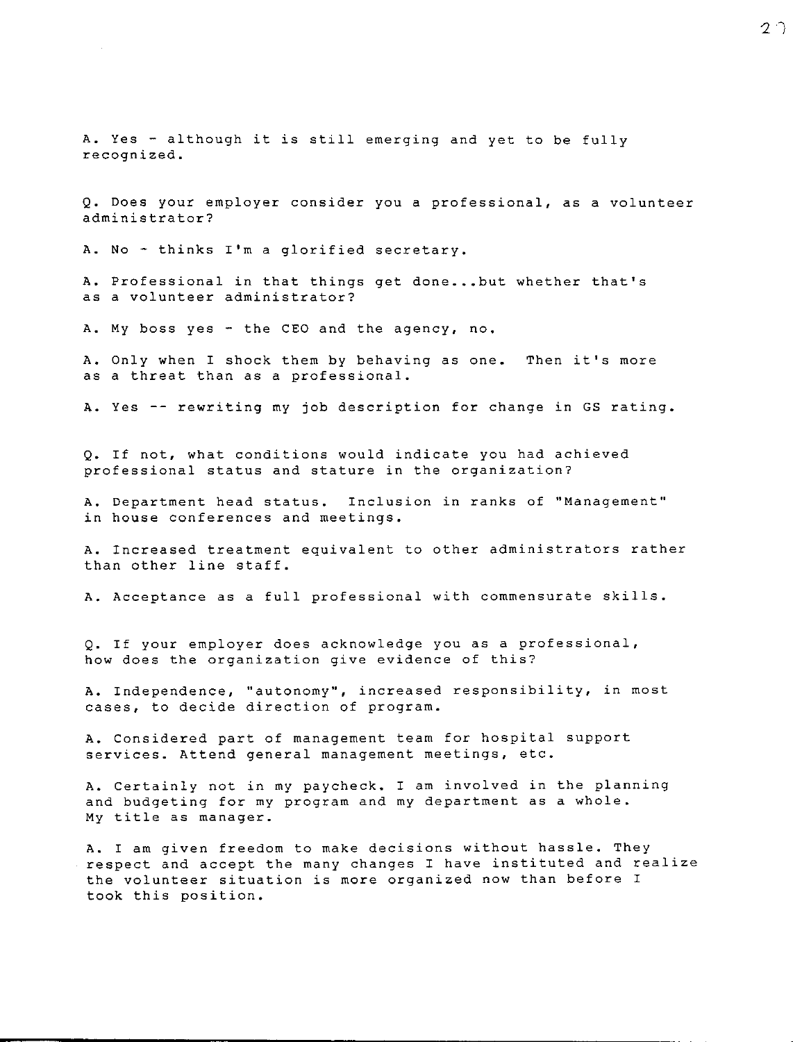A. Yes - although it is still emerging and yet to be fully recognized.

Q. Does your employer consider you a professional, as a volunteer administrator?

A. No - thinks I'm a glorified secretary.

A. Professional in that things get done...but whether that's as a volunteer administrator?

A. My boss yes - the CEO and the agency, no.

A. Only when I shock them by behaving as one. Then it's more as a threat than as a professional.

A. Yes -- rewriting my job description for change in GS rating.

Q. If not, what conditions would indicate you had achieved professional status and stature in the organization?

A. Department head status. Inclusion in ranks of "Management" in house conferences and meetings.

A. Increased treatment equivalent to other administrators rather than other line staff.

A. Acceptance as a full professional with commensurate skills.

Q. If your employer does acknowledge you as a professional, how does the organization give evidence of this?

A. Independence, "autonomy", increased responsibility, in most cases, to decide direction of program.

A. Considered part of management team for hospital support services. Attend general management meetings, etc.

A. Certainly not in my paycheck. I am involved in the planning and budgeting for my program and my department as a whole. My title as manager.

A. I am given freedom to make decisions without hassle. They respect and accept the many changes I have instituted and realize the volunteer situation is more organized now than before I took this position.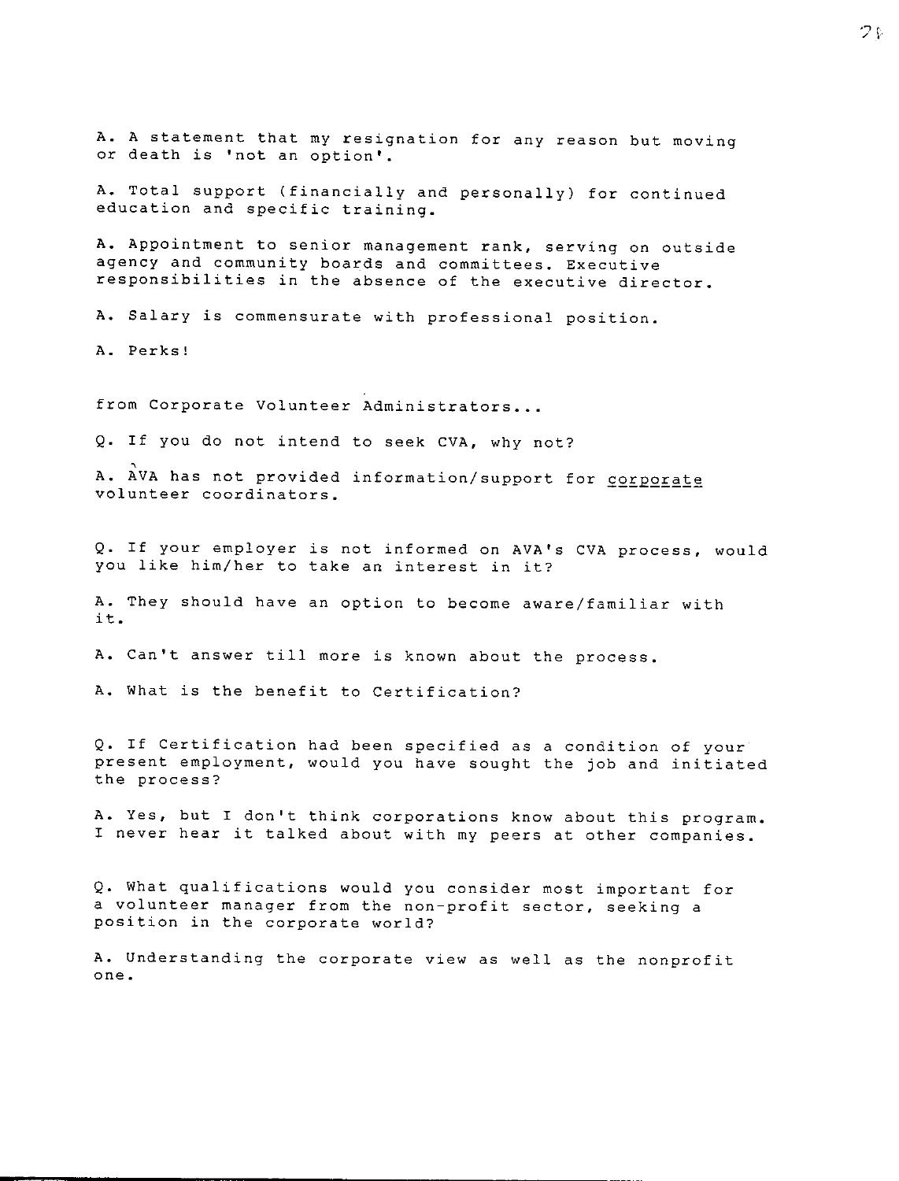A. A statement that my resignation for any reason but moving or death is 'not an option'.

A. Total support (financially and personally) for continued education and specific training.

A. Appointment to senior management rank, serving on outside agency and community boards and committees. Executive responsibilities in the absence of the executive director.

A. Salary is commensurate with professional position.

A. Perks!

from Corporate Volunteer Administrators...

Q. If you do not intend to seek CVA, why not?

A. AVA has not provided information/support for <u>corporate</u> volunteer coordinators.

Q. If your employer is not informed on AVA's CVA process, would you like him/her to take an interest in it?

A. They should have an option to become aware/familiar with it.

A. Can't answer till more is known about the process.

A. What is the benefit to Certification?

Q. If Certification had been specified as a condition of your present employment, would you have sought the job and initiated the process?

A. Yes, but I don't think corporations know about this program. I never hear it talked about with my peers at other companies.

Q. What qualifications would you consider most important for a volunteer manager from the non-profit sector, seeking a position in the corporate world?

A. Understanding the corporate view as well as the nonprofit one.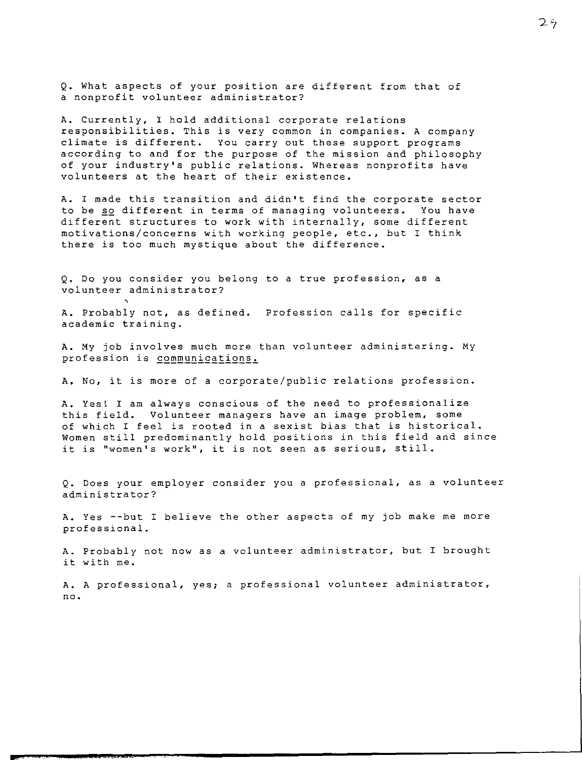Q. What aspects of your position are different from that of a nonprofit volunteer administrator?

A. Currently, I hold additional corporate relations responsibilities. This is very common in companies. A company climate is different. You carry out these support programs according to and for the purpose of the mission and philosophy of your industry's public relations. Whereas nonprofits have volunteers at the heart of their existence.

A. I made this transition and didn't find the corporate sector to be so different in terms of managing volunteers. You have different structures to work with internally, some different motivations/concerns with working people, etc., but I think there is too much mystique about the difference.

Q. Do you consider you belong to a true profession, as a volunteer administrator?

A. Probably not, as defined. Profession calls for specific academic training.

A. My job involves much more than volunteer administering. My profession is communications.

A. No, it is more of a corporate/public relations profession.

A. Yes! I am always conscious of the need to professionalize this field. Volunteer managers have an image problem, some of which I feel is rooted in a sexist bias that is historical. Women still predominantly hold positions in this field and since it is "women's work", it is not seen as serious, still.

Q. Does your employer consider you a professional, as a volunteer administrator?

A. Yes --but I believe the other aspects of my job make me more professional.

A. Probably not now as a volunteer administrator, but I brought it with me.

A. A professional, yes; a professional volunteer administrator, no.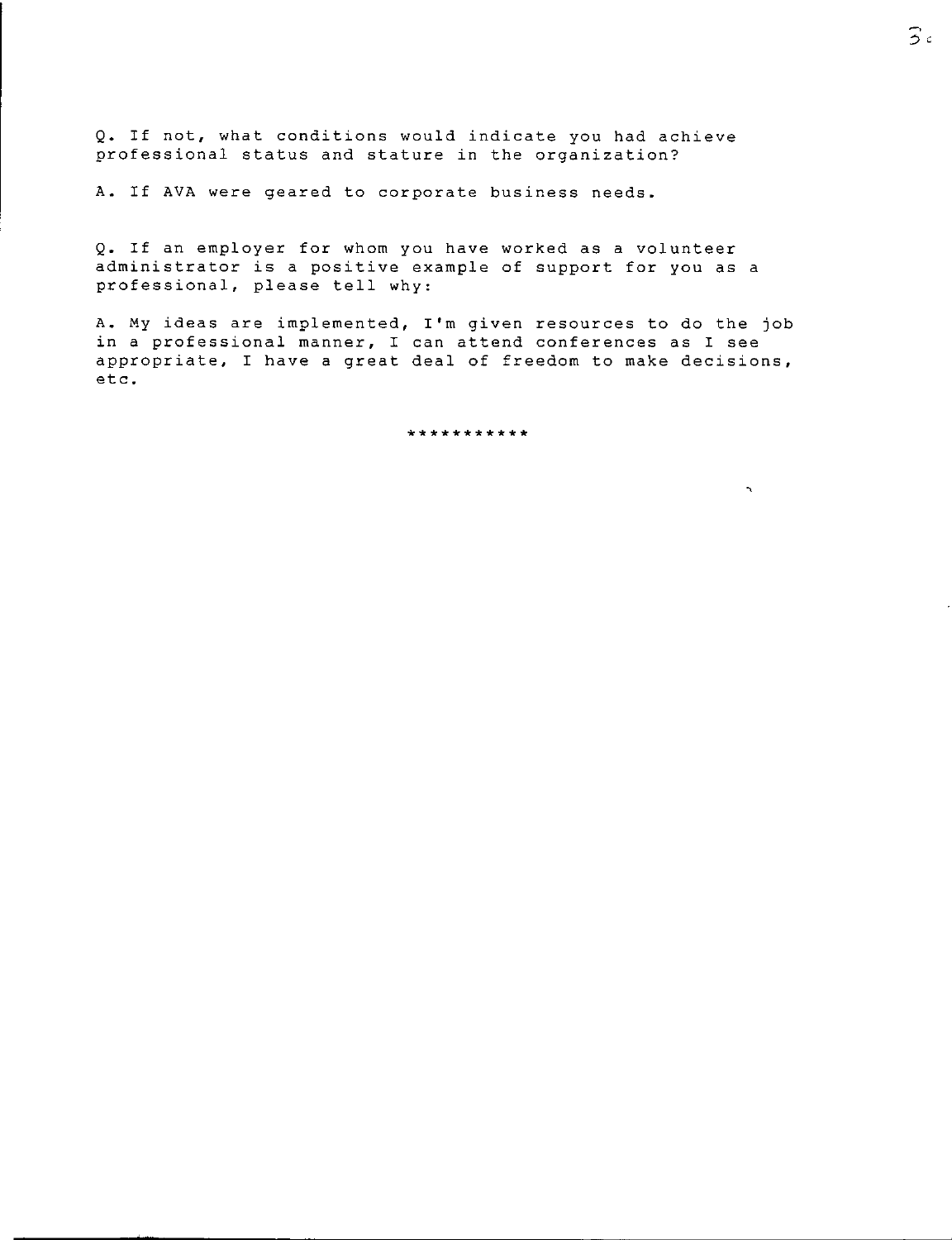Q. If not, what conditions would indicate you had achieve professional status and stature in the organization?

A. If AVA were geared to corporate business needs.

Q. If an employer for whom you have worked as a volunteer administrator is a positive example of support for you as a professional, please tell why:

A. My ideas are implemented, I'm given resources to do the job in a professional manner, I can attend conferences as I see appropriate, I have a great deal of freedom to make decisions, etc.

***********